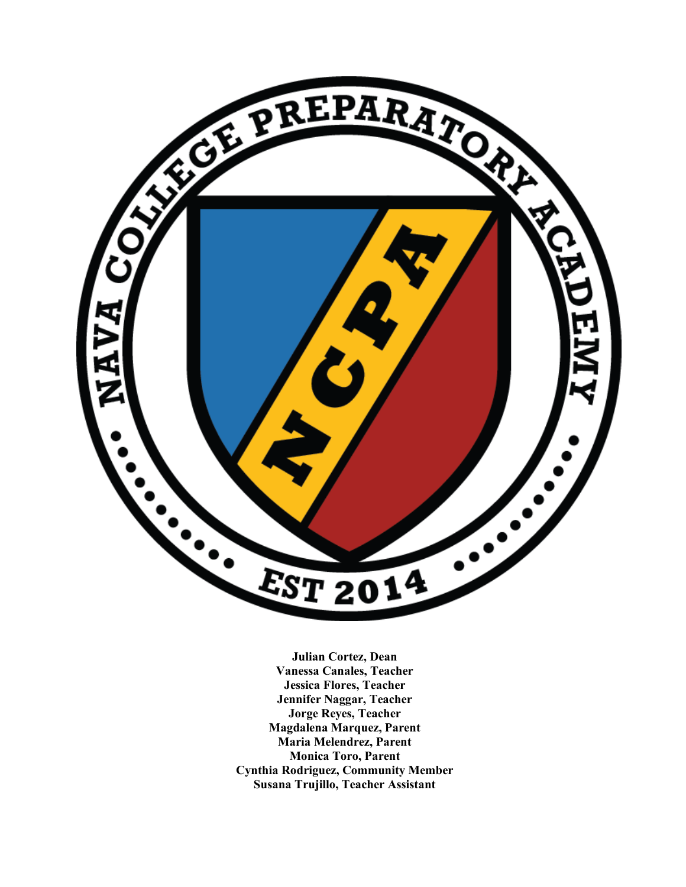**Julian Cortez, Dean**
**Vanessa Canales, Teacher**
**Jessica Flores, Teacher**
**Jennifer Naggar, Teacher**
**Jorge Reyes, Teacher**
**Magdalena Marquez, Parent**
**Maria Melendrez, Parent**
**Monica Toro, Parent**
**Cynthia Rodriguez, Community Member**
**Susana Trujillo, Teacher Assistant**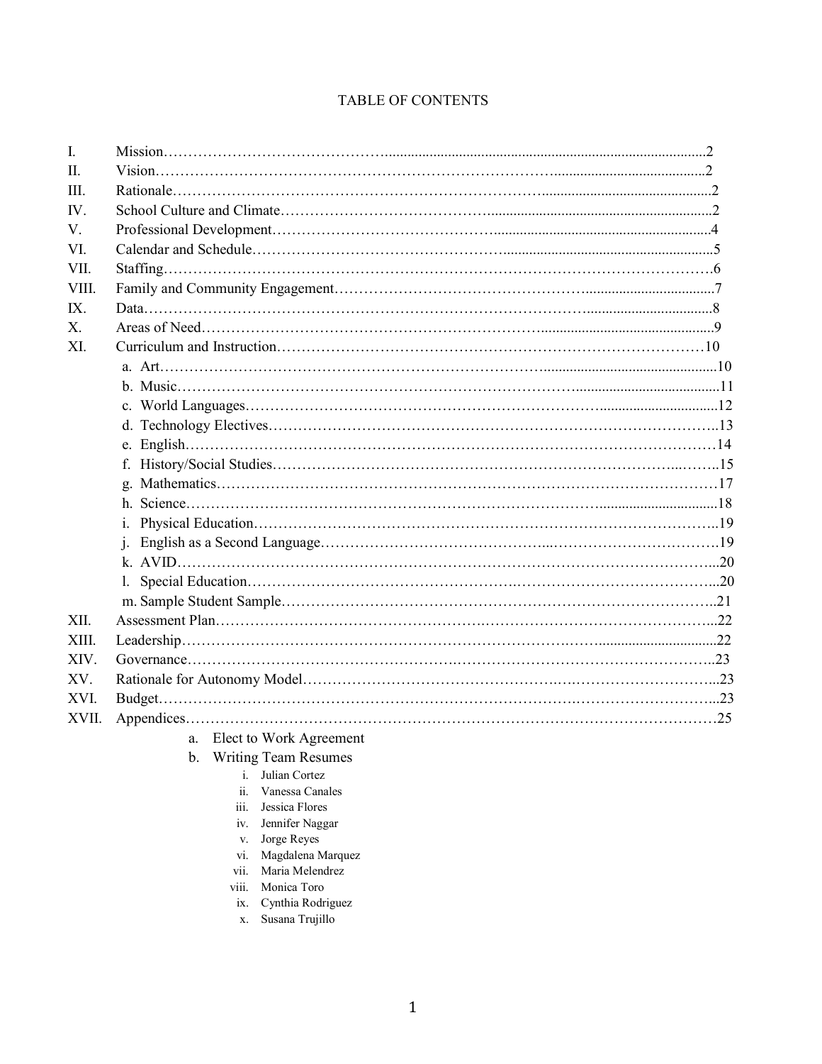# TABLE OF CONTENTS

I. Mission……………………………………………………………………………………………………2
II. Vision……………………………………………………………………………………………………2
III. Rationale…………………………………………………………………………………………………2
IV. School Culture and Climate……………………………………………………………………………2
V. Professional Development………………………………………………………………………………4
VI. Calendar and Schedule…………………………………………………………………………………5
VII. Staffing……………………………………………………………………………………………………6
VIII. Family and Community Engagement……………………………………………………………………7
IX. Data…………………………………………………………………………………………………………8
X. Areas of Need……………………………………………………………………………………………9
XI. Curriculum and Instruction……………………………………………………………………………10
  a. Art………………………………………………………………………………………………………10
  b. Music……………………………………………………………………………………………………11
  c. World Languages………………………………………………………………………………………12
  d. Technology Electives…………………………………………………………………………………13
  e. English…………………………………………………………………………………………………14
  f. History/Social Studies…………………………………………………………………………………15
  g. Mathematics……………………………………………………………………………………………17
  h. Science…………………………………………………………………………………………………18
  i. Physical Education……………………………………………………………………………………19
  j. English as a Second Language………………………………………………………………………19
  k. AVID……………………………………………………………………………………………………20
  l. Special Education………………………………………………………………………………………20
  m. Sample Student Sample………………………………………………………………………………21
XII. Assessment Plan…………………………………………………………………………………………22
XIII. Leadership………………………………………………………………………………………………22
XIV. Governance………………………………………………………………………………………………23
XV. Rationale for Autonomy Model…………………………………………………………………………23
XVI. Budget……………………………………………………………………………………………………23
XVII. Appendices………………………………………………………………………………………………25
  a. Elect to Work Agreement
  b. Writing Team Resumes
    i. Julian Cortez
    ii. Vanessa Canales
    iii. Jessica Flores
    iv. Jennifer Naggar
    v. Jorge Reyes
    vi. Magdalena Marquez
    vii. Maria Melendrez
    viii. Monica Toro
    ix. Cynthia Rodriguez
    x. Susana Trujillo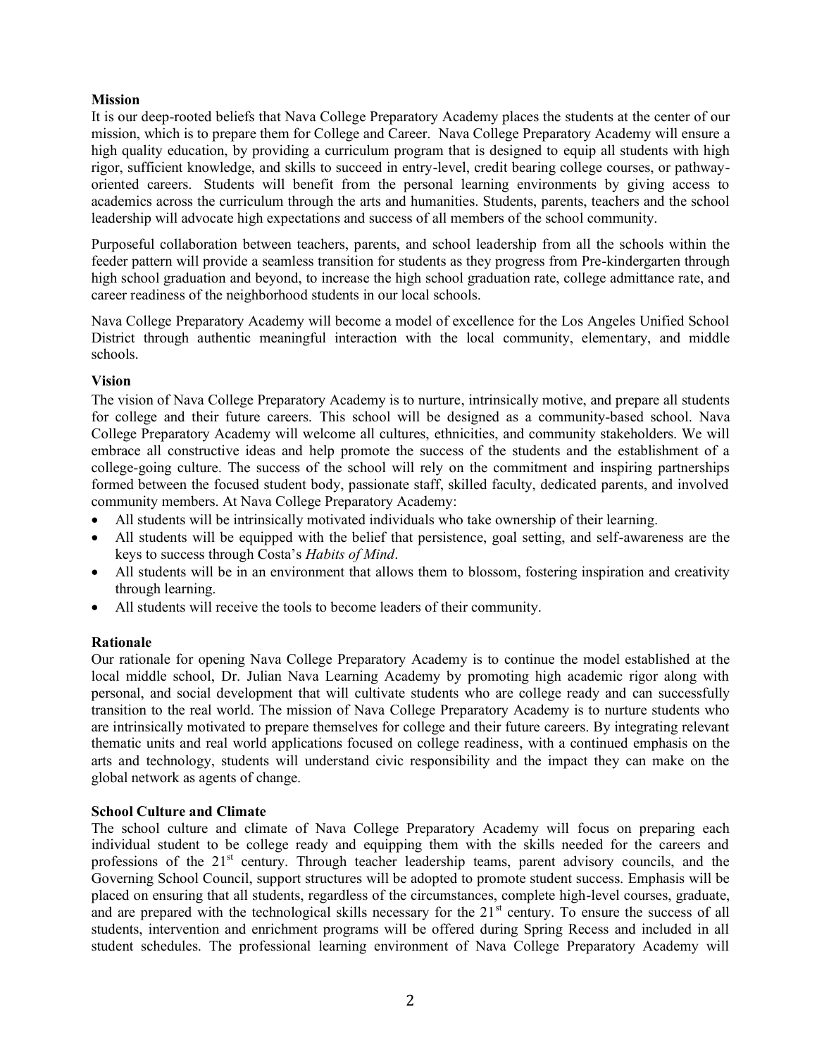**Mission**

It is our deep-rooted beliefs that Nava College Preparatory Academy places the students at the center of our mission, which is to prepare them for College and Career. Nava College Preparatory Academy will ensure a high quality education, by providing a curriculum program that is designed to equip all students with high rigor, sufficient knowledge, and skills to succeed in entry-level, credit bearing college courses, or pathway-oriented careers. Students will benefit from the personal learning environments by giving access to academics across the curriculum through the arts and humanities. Students, parents, teachers and the school leadership will advocate high expectations and success of all members of the school community.

Purposeful collaboration between teachers, parents, and school leadership from all the schools within the feeder pattern will provide a seamless transition for students as they progress from Pre-kindergarten through high school graduation and beyond, to increase the high school graduation rate, college admittance rate, and career readiness of the neighborhood students in our local schools.

Nava College Preparatory Academy will become a model of excellence for the Los Angeles Unified School District through authentic meaningful interaction with the local community, elementary, and middle schools.

**Vision**

The vision of Nava College Preparatory Academy is to nurture, intrinsically motive, and prepare all students for college and their future careers. This school will be designed as a community-based school. Nava College Preparatory Academy will welcome all cultures, ethnicities, and community stakeholders. We will embrace all constructive ideas and help promote the success of the students and the establishment of a college-going culture. The success of the school will rely on the commitment and inspiring partnerships formed between the focused student body, passionate staff, skilled faculty, dedicated parents, and involved community members. At Nava College Preparatory Academy:

- All students will be intrinsically motivated individuals who take ownership of their learning.
- All students will be equipped with the belief that persistence, goal setting, and self-awareness are the keys to success through Costa's *Habits of Mind*.
- All students will be in an environment that allows them to blossom, fostering inspiration and creativity through learning.
- All students will receive the tools to become leaders of their community.

**Rationale**

Our rationale for opening Nava College Preparatory Academy is to continue the model established at the local middle school, Dr. Julian Nava Learning Academy by promoting high academic rigor along with personal, and social development that will cultivate students who are college ready and can successfully transition to the real world. The mission of Nava College Preparatory Academy is to nurture students who are intrinsically motivated to prepare themselves for college and their future careers. By integrating relevant thematic units and real world applications focused on college readiness, with a continued emphasis on the arts and technology, students will understand civic responsibility and the impact they can make on the global network as agents of change.

**School Culture and Climate**

The school culture and climate of Nava College Preparatory Academy will focus on preparing each individual student to be college ready and equipping them with the skills needed for the careers and professions of the 21st century. Through teacher leadership teams, parent advisory councils, and the Governing School Council, support structures will be adopted to promote student success. Emphasis will be placed on ensuring that all students, regardless of the circumstances, complete high-level courses, graduate, and are prepared with the technological skills necessary for the 21st century. To ensure the success of all students, intervention and enrichment programs will be offered during Spring Recess and included in all student schedules. The professional learning environment of Nava College Preparatory Academy will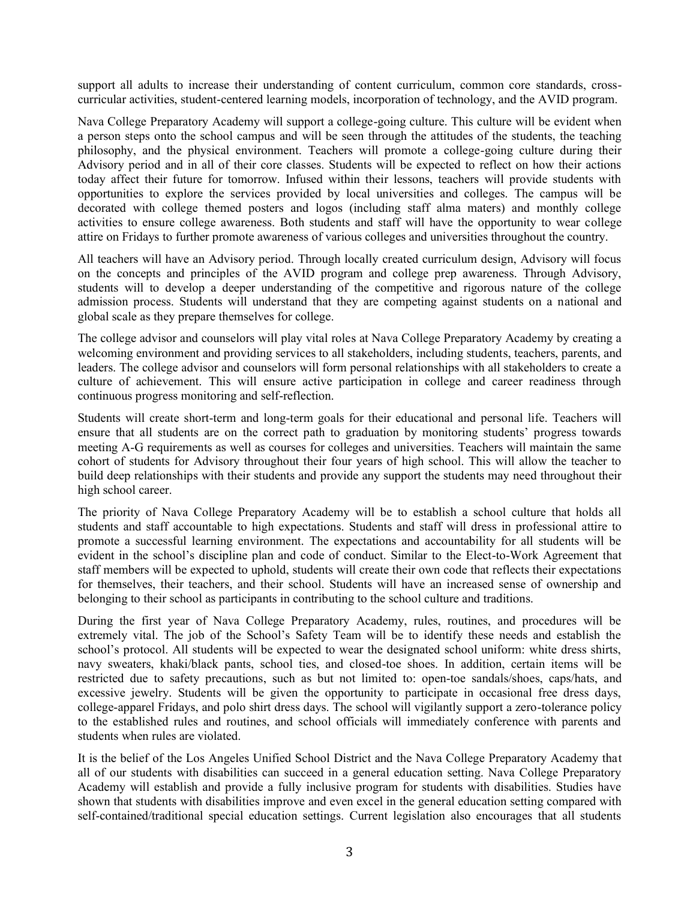support all adults to increase their understanding of content curriculum, common core standards, cross-curricular activities, student-centered learning models, incorporation of technology, and the AVID program.

Nava College Preparatory Academy will support a college-going culture. This culture will be evident when a person steps onto the school campus and will be seen through the attitudes of the students, the teaching philosophy, and the physical environment. Teachers will promote a college-going culture during their Advisory period and in all of their core classes. Students will be expected to reflect on how their actions today affect their future for tomorrow. Infused within their lessons, teachers will provide students with opportunities to explore the services provided by local universities and colleges. The campus will be decorated with college themed posters and logos (including staff alma maters) and monthly college activities to ensure college awareness. Both students and staff will have the opportunity to wear college attire on Fridays to further promote awareness of various colleges and universities throughout the country.

All teachers will have an Advisory period. Through locally created curriculum design, Advisory will focus on the concepts and principles of the AVID program and college prep awareness. Through Advisory, students will to develop a deeper understanding of the competitive and rigorous nature of the college admission process. Students will understand that they are competing against students on a national and global scale as they prepare themselves for college.

The college advisor and counselors will play vital roles at Nava College Preparatory Academy by creating a welcoming environment and providing services to all stakeholders, including students, teachers, parents, and leaders. The college advisor and counselors will form personal relationships with all stakeholders to create a culture of achievement. This will ensure active participation in college and career readiness through continuous progress monitoring and self-reflection.

Students will create short-term and long-term goals for their educational and personal life. Teachers will ensure that all students are on the correct path to graduation by monitoring students' progress towards meeting A-G requirements as well as courses for colleges and universities. Teachers will maintain the same cohort of students for Advisory throughout their four years of high school. This will allow the teacher to build deep relationships with their students and provide any support the students may need throughout their high school career.

The priority of Nava College Preparatory Academy will be to establish a school culture that holds all students and staff accountable to high expectations. Students and staff will dress in professional attire to promote a successful learning environment. The expectations and accountability for all students will be evident in the school's discipline plan and code of conduct. Similar to the Elect-to-Work Agreement that staff members will be expected to uphold, students will create their own code that reflects their expectations for themselves, their teachers, and their school. Students will have an increased sense of ownership and belonging to their school as participants in contributing to the school culture and traditions.

During the first year of Nava College Preparatory Academy, rules, routines, and procedures will be extremely vital. The job of the School's Safety Team will be to identify these needs and establish the school's protocol. All students will be expected to wear the designated school uniform: white dress shirts, navy sweaters, khaki/black pants, school ties, and closed-toe shoes. In addition, certain items will be restricted due to safety precautions, such as but not limited to: open-toe sandals/shoes, caps/hats, and excessive jewelry. Students will be given the opportunity to participate in occasional free dress days, college-apparel Fridays, and polo shirt dress days. The school will vigilantly support a zero-tolerance policy to the established rules and routines, and school officials will immediately conference with parents and students when rules are violated.

It is the belief of the Los Angeles Unified School District and the Nava College Preparatory Academy that all of our students with disabilities can succeed in a general education setting. Nava College Preparatory Academy will establish and provide a fully inclusive program for students with disabilities. Studies have shown that students with disabilities improve and even excel in the general education setting compared with self-contained/traditional special education settings. Current legislation also encourages that all students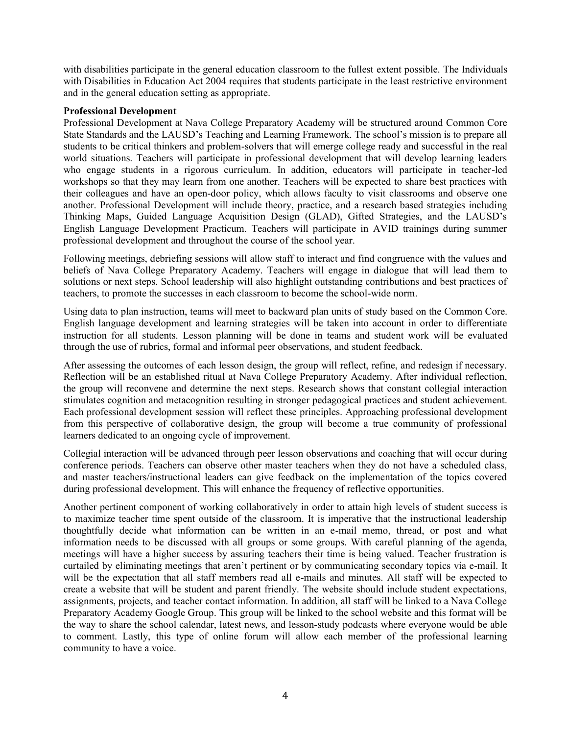with disabilities participate in the general education classroom to the fullest extent possible. The Individuals with Disabilities in Education Act 2004 requires that students participate in the least restrictive environment and in the general education setting as appropriate.

**Professional Development**

Professional Development at Nava College Preparatory Academy will be structured around Common Core State Standards and the LAUSD's Teaching and Learning Framework. The school's mission is to prepare all students to be critical thinkers and problem-solvers that will emerge college ready and successful in the real world situations. Teachers will participate in professional development that will develop learning leaders who engage students in a rigorous curriculum. In addition, educators will participate in teacher-led workshops so that they may learn from one another. Teachers will be expected to share best practices with their colleagues and have an open-door policy, which allows faculty to visit classrooms and observe one another. Professional Development will include theory, practice, and a research based strategies including Thinking Maps, Guided Language Acquisition Design (GLAD), Gifted Strategies, and the LAUSD's English Language Development Practicum. Teachers will participate in AVID trainings during summer professional development and throughout the course of the school year.

Following meetings, debriefing sessions will allow staff to interact and find congruence with the values and beliefs of Nava College Preparatory Academy. Teachers will engage in dialogue that will lead them to solutions or next steps. School leadership will also highlight outstanding contributions and best practices of teachers, to promote the successes in each classroom to become the school-wide norm.

Using data to plan instruction, teams will meet to backward plan units of study based on the Common Core. English language development and learning strategies will be taken into account in order to differentiate instruction for all students. Lesson planning will be done in teams and student work will be evaluated through the use of rubrics, formal and informal peer observations, and student feedback.

After assessing the outcomes of each lesson design, the group will reflect, refine, and redesign if necessary. Reflection will be an established ritual at Nava College Preparatory Academy. After individual reflection, the group will reconvene and determine the next steps. Research shows that constant collegial interaction stimulates cognition and metacognition resulting in stronger pedagogical practices and student achievement. Each professional development session will reflect these principles. Approaching professional development from this perspective of collaborative design, the group will become a true community of professional learners dedicated to an ongoing cycle of improvement.

Collegial interaction will be advanced through peer lesson observations and coaching that will occur during conference periods. Teachers can observe other master teachers when they do not have a scheduled class, and master teachers/instructional leaders can give feedback on the implementation of the topics covered during professional development. This will enhance the frequency of reflective opportunities.

Another pertinent component of working collaboratively in order to attain high levels of student success is to maximize teacher time spent outside of the classroom. It is imperative that the instructional leadership thoughtfully decide what information can be written in an e-mail memo, thread, or post and what information needs to be discussed with all groups or some groups. With careful planning of the agenda, meetings will have a higher success by assuring teachers their time is being valued. Teacher frustration is curtailed by eliminating meetings that aren't pertinent or by communicating secondary topics via e-mail. It will be the expectation that all staff members read all e-mails and minutes. All staff will be expected to create a website that will be student and parent friendly. The website should include student expectations, assignments, projects, and teacher contact information. In addition, all staff will be linked to a Nava College Preparatory Academy Google Group. This group will be linked to the school website and this format will be the way to share the school calendar, latest news, and lesson-study podcasts where everyone would be able to comment. Lastly, this type of online forum will allow each member of the professional learning community to have a voice.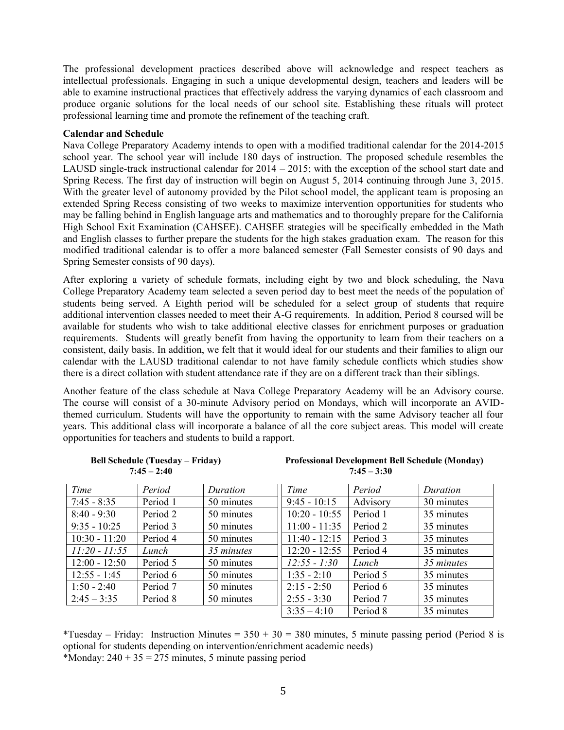The professional development practices described above will acknowledge and respect teachers as intellectual professionals. Engaging in such a unique developmental design, teachers and leaders will be able to examine instructional practices that effectively address the varying dynamics of each classroom and produce organic solutions for the local needs of our school site. Establishing these rituals will protect professional learning time and promote the refinement of the teaching craft.

**Calendar and Schedule**

Nava College Preparatory Academy intends to open with a modified traditional calendar for the 2014-2015 school year. The school year will include 180 days of instruction. The proposed schedule resembles the LAUSD single-track instructional calendar for 2014 – 2015; with the exception of the school start date and Spring Recess. The first day of instruction will begin on August 5, 2014 continuing through June 3, 2015. With the greater level of autonomy provided by the Pilot school model, the applicant team is proposing an extended Spring Recess consisting of two weeks to maximize intervention opportunities for students who may be falling behind in English language arts and mathematics and to thoroughly prepare for the California High School Exit Examination (CAHSEE). CAHSEE strategies will be specifically embedded in the Math and English classes to further prepare the students for the high stakes graduation exam. The reason for this modified traditional calendar is to offer a more balanced semester (Fall Semester consists of 90 days and Spring Semester consists of 90 days).

After exploring a variety of schedule formats, including eight by two and block scheduling, the Nava College Preparatory Academy team selected a seven period day to best meet the needs of the population of students being served. A Eighth period will be scheduled for a select group of students that require additional intervention classes needed to meet their A-G requirements. In addition, Period 8 coursed will be available for students who wish to take additional elective classes for enrichment purposes or graduation requirements. Students will greatly benefit from having the opportunity to learn from their teachers on a consistent, daily basis. In addition, we felt that it would ideal for our students and their families to align our calendar with the LAUSD traditional calendar to not have family schedule conflicts which studies show there is a direct collation with student attendance rate if they are on a different track than their siblings.

Another feature of the class schedule at Nava College Preparatory Academy will be an Advisory course. The course will consist of a 30-minute Advisory period on Mondays, which will incorporate an AVID-themed curriculum. Students will have the opportunity to remain with the same Advisory teacher all four years. This additional class will incorporate a balance of all the core subject areas. This model will create opportunities for teachers and students to build a rapport.

**Bell Schedule (Tuesday – Friday)**
**7:45 – 2:40**

| *Time* | *Period* | *Duration* |
|---|---|---|
| 7:45 - 8:35 | Period 1 | 50 minutes |
| 8:40 - 9:30 | Period 2 | 50 minutes |
| 9:35 - 10:25 | Period 3 | 50 minutes |
| 10:30 - 11:20 | Period 4 | 50 minutes |
| *11:20 - 11:55* | *Lunch* | *35 minutes* |
| 12:00 - 12:50 | Period 5 | 50 minutes |
| 12:55 - 1:45 | Period 6 | 50 minutes |
| 1:50 - 2:40 | Period 7 | 50 minutes |
| 2:45 – 3:35 | Period 8 | 50 minutes |

**Professional Development Bell Schedule (Monday)**
**7:45 – 3:30**

| *Time* | *Period* | *Duration* |
|---|---|---|
| 9:45 - 10:15 | Advisory | 30 minutes |
| 10:20 - 10:55 | Period 1 | 35 minutes |
| 11:00 - 11:35 | Period 2 | 35 minutes |
| 11:40 - 12:15 | Period 3 | 35 minutes |
| 12:20 - 12:55 | Period 4 | 35 minutes |
| *12:55 - 1:30* | *Lunch* | *35 minutes* |
| 1:35 - 2:10 | Period 5 | 35 minutes |
| 2:15 - 2:50 | Period 6 | 35 minutes |
| 2:55 - 3:30 | Period 7 | 35 minutes |
| 3:35 – 4:10 | Period 8 | 35 minutes |

*Tuesday – Friday: Instruction Minutes = 350 + 30 = 380 minutes, 5 minute passing period (Period 8 is optional for students depending on intervention/enrichment academic needs)

*Monday: 240 + 35 = 275 minutes, 5 minute passing period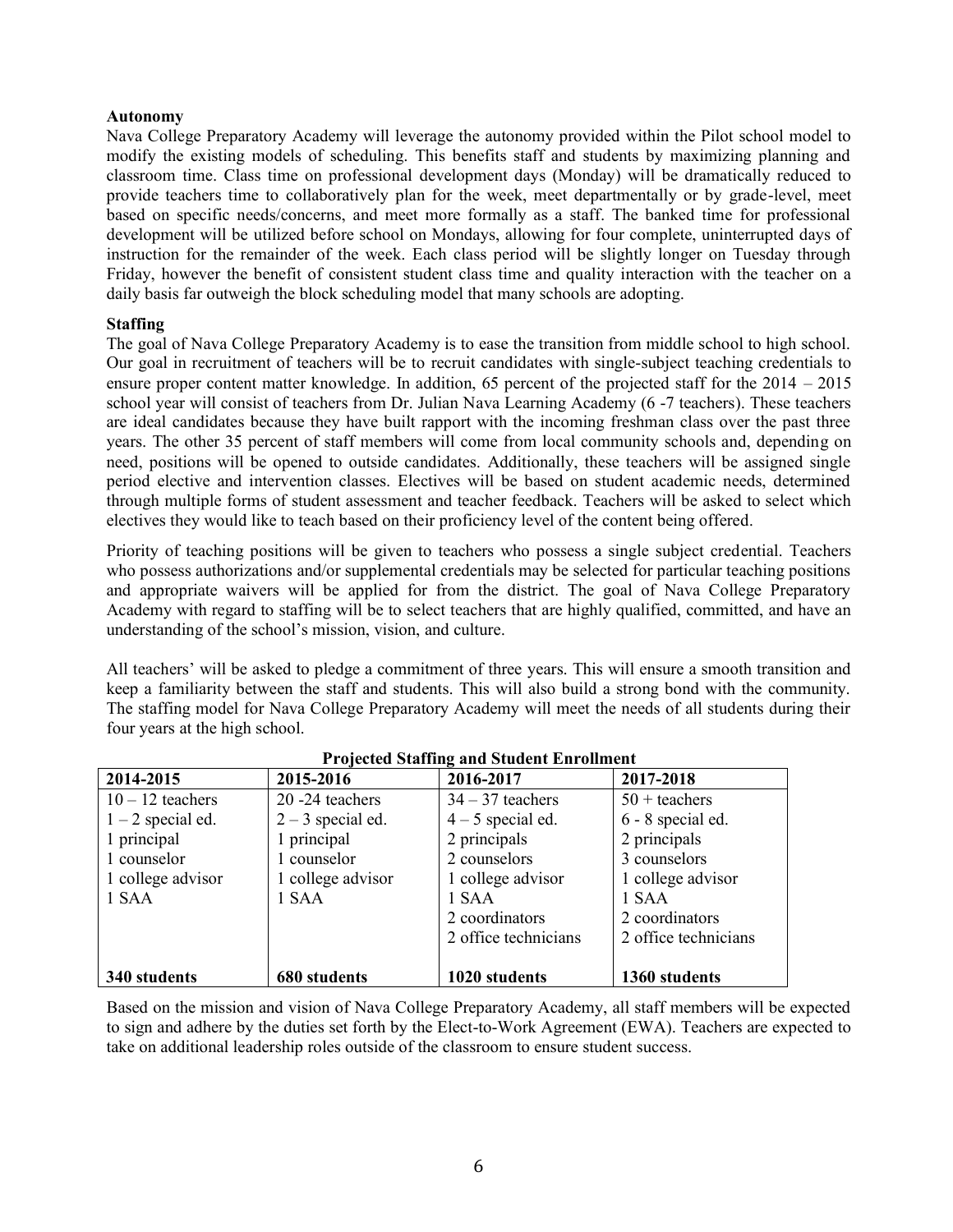**Autonomy**

Nava College Preparatory Academy will leverage the autonomy provided within the Pilot school model to modify the existing models of scheduling. This benefits staff and students by maximizing planning and classroom time. Class time on professional development days (Monday) will be dramatically reduced to provide teachers time to collaboratively plan for the week, meet departmentally or by grade-level, meet based on specific needs/concerns, and meet more formally as a staff. The banked time for professional development will be utilized before school on Mondays, allowing for four complete, uninterrupted days of instruction for the remainder of the week. Each class period will be slightly longer on Tuesday through Friday, however the benefit of consistent student class time and quality interaction with the teacher on a daily basis far outweigh the block scheduling model that many schools are adopting.

**Staffing**

The goal of Nava College Preparatory Academy is to ease the transition from middle school to high school. Our goal in recruitment of teachers will be to recruit candidates with single-subject teaching credentials to ensure proper content matter knowledge. In addition, 65 percent of the projected staff for the 2014 – 2015 school year will consist of teachers from Dr. Julian Nava Learning Academy (6 -7 teachers). These teachers are ideal candidates because they have built rapport with the incoming freshman class over the past three years. The other 35 percent of staff members will come from local community schools and, depending on need, positions will be opened to outside candidates. Additionally, these teachers will be assigned single period elective and intervention classes. Electives will be based on student academic needs, determined through multiple forms of student assessment and teacher feedback. Teachers will be asked to select which electives they would like to teach based on their proficiency level of the content being offered.

Priority of teaching positions will be given to teachers who possess a single subject credential. Teachers who possess authorizations and/or supplemental credentials may be selected for particular teaching positions and appropriate waivers will be applied for from the district. The goal of Nava College Preparatory Academy with regard to staffing will be to select teachers that are highly qualified, committed, and have an understanding of the school's mission, vision, and culture.

All teachers' will be asked to pledge a commitment of three years. This will ensure a smooth transition and keep a familiarity between the staff and students. This will also build a strong bond with the community. The staffing model for Nava College Preparatory Academy will meet the needs of all students during their four years at the high school.

**Projected Staffing and Student Enrollment**

| 2014-2015 | 2015-2016 | 2016-2017 | 2017-2018 |
|---|---|---|---|
| 10 – 12 teachers | 20 -24 teachers | 34 – 37 teachers | 50 + teachers |
| 1 – 2 special ed. | 2 – 3 special ed. | 4 – 5 special ed. | 6 - 8 special ed. |
| 1 principal | 1 principal | 2 principals | 2 principals |
| 1 counselor | 1 counselor | 2 counselors | 3 counselors |
| 1 college advisor | 1 college advisor | 1 college advisor | 1 college advisor |
| 1 SAA | 1 SAA | 1 SAA | 1 SAA |
| | | 2 coordinators | 2 coordinators |
| | | 2 office technicians | 2 office technicians |
| **340 students** | **680 students** | **1020 students** | **1360 students** |

Based on the mission and vision of Nava College Preparatory Academy, all staff members will be expected to sign and adhere by the duties set forth by the Elect-to-Work Agreement (EWA). Teachers are expected to take on additional leadership roles outside of the classroom to ensure student success.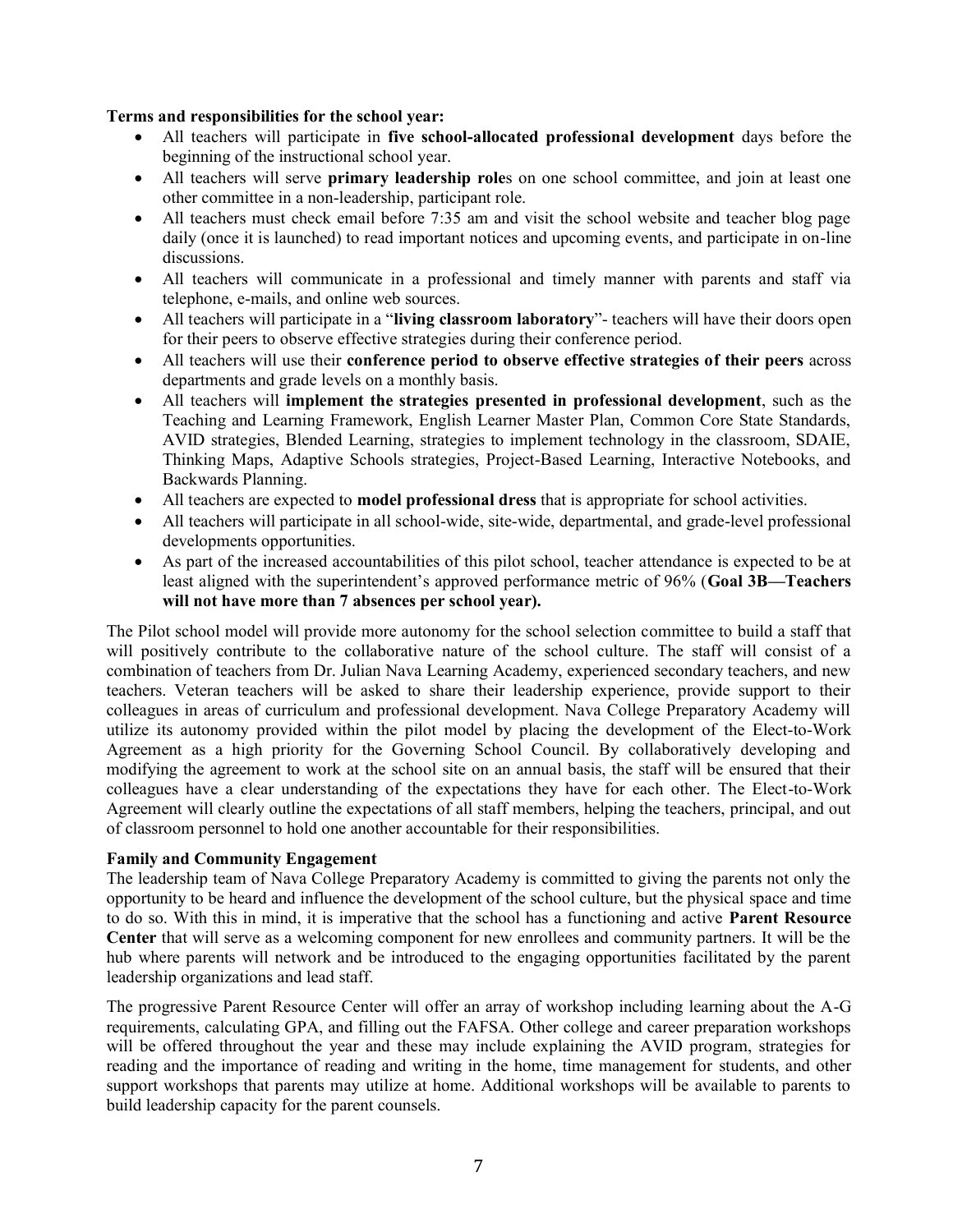**Terms and responsibilities for the school year:**

- All teachers will participate in **five school-allocated professional development** days before the beginning of the instructional school year.
- All teachers will serve **primary leadership role**s on one school committee, and join at least one other committee in a non-leadership, participant role.
- All teachers must check email before 7:35 am and visit the school website and teacher blog page daily (once it is launched) to read important notices and upcoming events, and participate in on-line discussions.
- All teachers will communicate in a professional and timely manner with parents and staff via telephone, e-mails, and online web sources.
- All teachers will participate in a "**living classroom laboratory**"- teachers will have their doors open for their peers to observe effective strategies during their conference period.
- All teachers will use their **conference period to observe effective strategies of their peers** across departments and grade levels on a monthly basis.
- All teachers will **implement the strategies presented in professional development**, such as the Teaching and Learning Framework, English Learner Master Plan, Common Core State Standards, AVID strategies, Blended Learning, strategies to implement technology in the classroom, SDAIE, Thinking Maps, Adaptive Schools strategies, Project-Based Learning, Interactive Notebooks, and Backwards Planning.
- All teachers are expected to **model professional dress** that is appropriate for school activities.
- All teachers will participate in all school-wide, site-wide, departmental, and grade-level professional developments opportunities.
- As part of the increased accountabilities of this pilot school, teacher attendance is expected to be at least aligned with the superintendent's approved performance metric of 96% (**Goal 3B—Teachers will not have more than 7 absences per school year).**

The Pilot school model will provide more autonomy for the school selection committee to build a staff that will positively contribute to the collaborative nature of the school culture. The staff will consist of a combination of teachers from Dr. Julian Nava Learning Academy, experienced secondary teachers, and new teachers. Veteran teachers will be asked to share their leadership experience, provide support to their colleagues in areas of curriculum and professional development. Nava College Preparatory Academy will utilize its autonomy provided within the pilot model by placing the development of the Elect-to-Work Agreement as a high priority for the Governing School Council. By collaboratively developing and modifying the agreement to work at the school site on an annual basis, the staff will be ensured that their colleagues have a clear understanding of the expectations they have for each other. The Elect-to-Work Agreement will clearly outline the expectations of all staff members, helping the teachers, principal, and out of classroom personnel to hold one another accountable for their responsibilities.

**Family and Community Engagement**

The leadership team of Nava College Preparatory Academy is committed to giving the parents not only the opportunity to be heard and influence the development of the school culture, but the physical space and time to do so. With this in mind, it is imperative that the school has a functioning and active **Parent Resource Center** that will serve as a welcoming component for new enrollees and community partners. It will be the hub where parents will network and be introduced to the engaging opportunities facilitated by the parent leadership organizations and lead staff.

The progressive Parent Resource Center will offer an array of workshop including learning about the A-G requirements, calculating GPA, and filling out the FAFSA. Other college and career preparation workshops will be offered throughout the year and these may include explaining the AVID program, strategies for reading and the importance of reading and writing in the home, time management for students, and other support workshops that parents may utilize at home. Additional workshops will be available to parents to build leadership capacity for the parent counsels.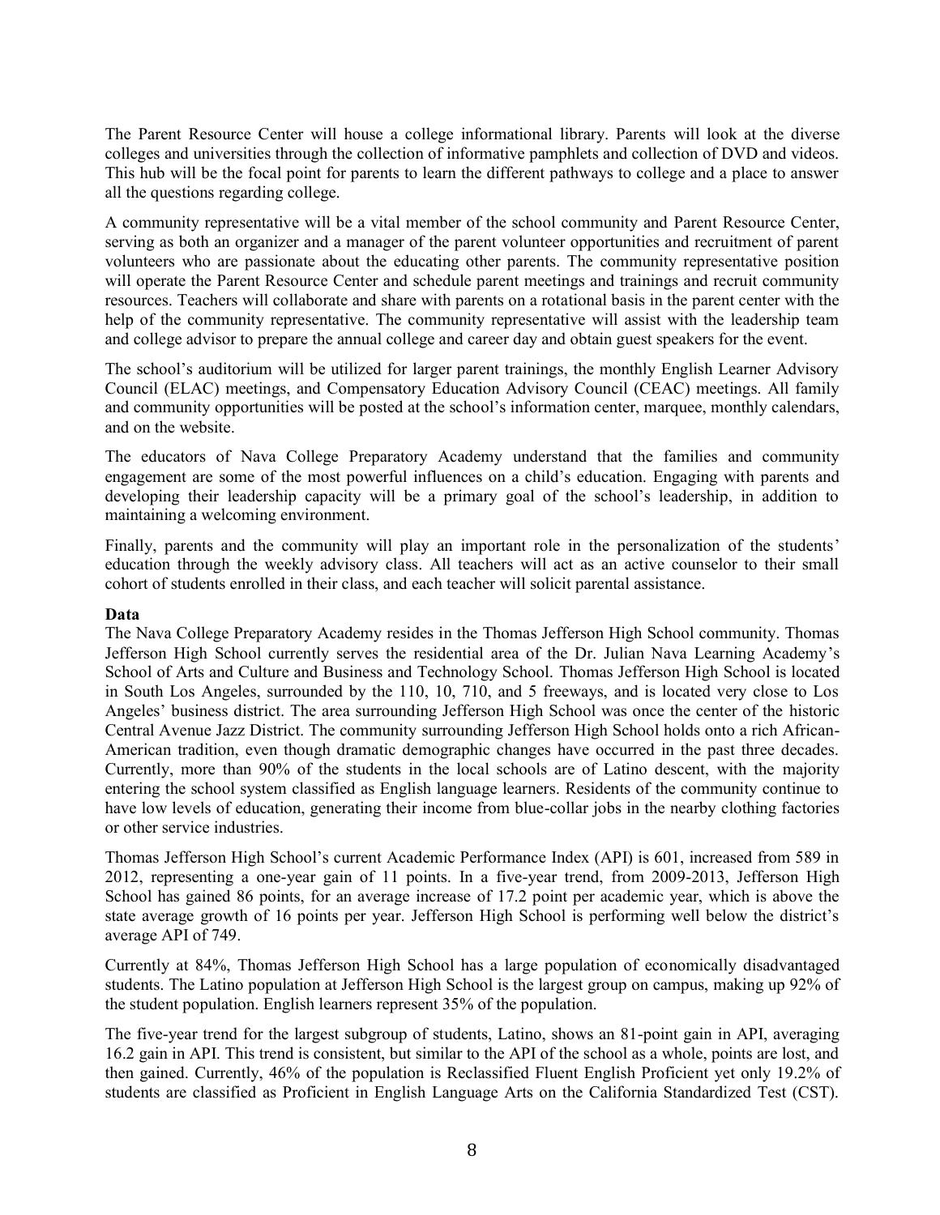The Parent Resource Center will house a college informational library. Parents will look at the diverse colleges and universities through the collection of informative pamphlets and collection of DVD and videos. This hub will be the focal point for parents to learn the different pathways to college and a place to answer all the questions regarding college.

A community representative will be a vital member of the school community and Parent Resource Center, serving as both an organizer and a manager of the parent volunteer opportunities and recruitment of parent volunteers who are passionate about the educating other parents. The community representative position will operate the Parent Resource Center and schedule parent meetings and trainings and recruit community resources. Teachers will collaborate and share with parents on a rotational basis in the parent center with the help of the community representative. The community representative will assist with the leadership team and college advisor to prepare the annual college and career day and obtain guest speakers for the event.

The school's auditorium will be utilized for larger parent trainings, the monthly English Learner Advisory Council (ELAC) meetings, and Compensatory Education Advisory Council (CEAC) meetings. All family and community opportunities will be posted at the school's information center, marquee, monthly calendars, and on the website.

The educators of Nava College Preparatory Academy understand that the families and community engagement are some of the most powerful influences on a child's education. Engaging with parents and developing their leadership capacity will be a primary goal of the school's leadership, in addition to maintaining a welcoming environment.

Finally, parents and the community will play an important role in the personalization of the students' education through the weekly advisory class. All teachers will act as an active counselor to their small cohort of students enrolled in their class, and each teacher will solicit parental assistance.

**Data**

The Nava College Preparatory Academy resides in the Thomas Jefferson High School community. Thomas Jefferson High School currently serves the residential area of the Dr. Julian Nava Learning Academy's School of Arts and Culture and Business and Technology School. Thomas Jefferson High School is located in South Los Angeles, surrounded by the 110, 10, 710, and 5 freeways, and is located very close to Los Angeles' business district. The area surrounding Jefferson High School was once the center of the historic Central Avenue Jazz District. The community surrounding Jefferson High School holds onto a rich African-American tradition, even though dramatic demographic changes have occurred in the past three decades. Currently, more than 90% of the students in the local schools are of Latino descent, with the majority entering the school system classified as English language learners. Residents of the community continue to have low levels of education, generating their income from blue-collar jobs in the nearby clothing factories or other service industries.

Thomas Jefferson High School's current Academic Performance Index (API) is 601, increased from 589 in 2012, representing a one-year gain of 11 points. In a five-year trend, from 2009-2013, Jefferson High School has gained 86 points, for an average increase of 17.2 point per academic year, which is above the state average growth of 16 points per year. Jefferson High School is performing well below the district's average API of 749.

Currently at 84%, Thomas Jefferson High School has a large population of economically disadvantaged students. The Latino population at Jefferson High School is the largest group on campus, making up 92% of the student population. English learners represent 35% of the population.

The five-year trend for the largest subgroup of students, Latino, shows an 81-point gain in API, averaging 16.2 gain in API. This trend is consistent, but similar to the API of the school as a whole, points are lost, and then gained. Currently, 46% of the population is Reclassified Fluent English Proficient yet only 19.2% of students are classified as Proficient in English Language Arts on the California Standardized Test (CST).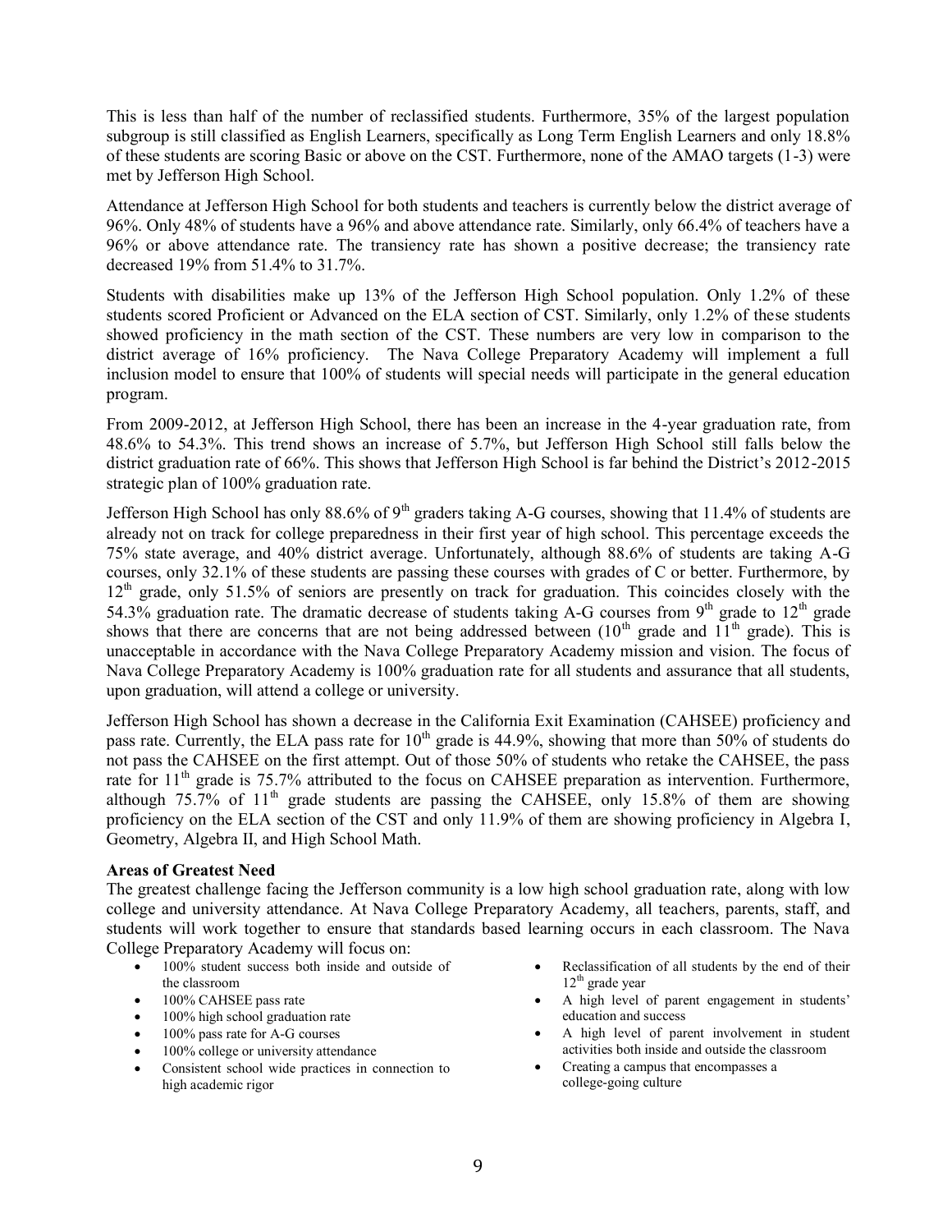This is less than half of the number of reclassified students. Furthermore, 35% of the largest population subgroup is still classified as English Learners, specifically as Long Term English Learners and only 18.8% of these students are scoring Basic or above on the CST. Furthermore, none of the AMAO targets (1-3) were met by Jefferson High School.

Attendance at Jefferson High School for both students and teachers is currently below the district average of 96%. Only 48% of students have a 96% and above attendance rate. Similarly, only 66.4% of teachers have a 96% or above attendance rate. The transiency rate has shown a positive decrease; the transiency rate decreased 19% from 51.4% to 31.7%.

Students with disabilities make up 13% of the Jefferson High School population. Only 1.2% of these students scored Proficient or Advanced on the ELA section of CST. Similarly, only 1.2% of these students showed proficiency in the math section of the CST. These numbers are very low in comparison to the district average of 16% proficiency. The Nava College Preparatory Academy will implement a full inclusion model to ensure that 100% of students will special needs will participate in the general education program.

From 2009-2012, at Jefferson High School, there has been an increase in the 4-year graduation rate, from 48.6% to 54.3%. This trend shows an increase of 5.7%, but Jefferson High School still falls below the district graduation rate of 66%. This shows that Jefferson High School is far behind the District's 2012-2015 strategic plan of 100% graduation rate.

Jefferson High School has only 88.6% of 9th graders taking A-G courses, showing that 11.4% of students are already not on track for college preparedness in their first year of high school. This percentage exceeds the 75% state average, and 40% district average. Unfortunately, although 88.6% of students are taking A-G courses, only 32.1% of these students are passing these courses with grades of C or better. Furthermore, by 12th grade, only 51.5% of seniors are presently on track for graduation. This coincides closely with the 54.3% graduation rate. The dramatic decrease of students taking A-G courses from 9th grade to 12th grade shows that there are concerns that are not being addressed between (10th grade and 11th grade). This is unacceptable in accordance with the Nava College Preparatory Academy mission and vision. The focus of Nava College Preparatory Academy is 100% graduation rate for all students and assurance that all students, upon graduation, will attend a college or university.

Jefferson High School has shown a decrease in the California Exit Examination (CAHSEE) proficiency and pass rate. Currently, the ELA pass rate for 10th grade is 44.9%, showing that more than 50% of students do not pass the CAHSEE on the first attempt. Out of those 50% of students who retake the CAHSEE, the pass rate for 11th grade is 75.7% attributed to the focus on CAHSEE preparation as intervention. Furthermore, although 75.7% of 11th grade students are passing the CAHSEE, only 15.8% of them are showing proficiency on the ELA section of the CST and only 11.9% of them are showing proficiency in Algebra I, Geometry, Algebra II, and High School Math.

**Areas of Greatest Need**

The greatest challenge facing the Jefferson community is a low high school graduation rate, along with low college and university attendance. At Nava College Preparatory Academy, all teachers, parents, staff, and students will work together to ensure that standards based learning occurs in each classroom. The Nava College Preparatory Academy will focus on:

- 100% student success both inside and outside of the classroom
- 100% CAHSEE pass rate
- 100% high school graduation rate
- 100% pass rate for A-G courses
- 100% college or university attendance
- Consistent school wide practices in connection to high academic rigor
- Reclassification of all students by the end of their 12th grade year
- A high level of parent engagement in students' education and success
- A high level of parent involvement in student activities both inside and outside the classroom
- Creating a campus that encompasses a college-going culture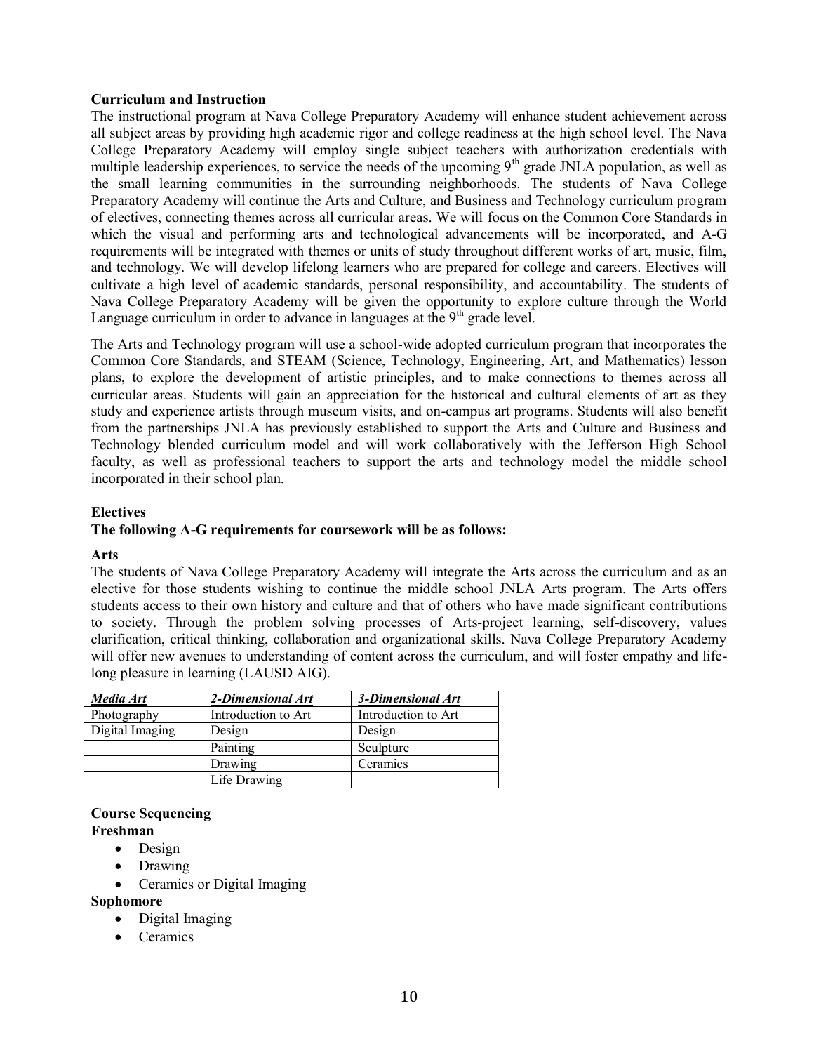**Curriculum and Instruction**

The instructional program at Nava College Preparatory Academy will enhance student achievement across all subject areas by providing high academic rigor and college readiness at the high school level. The Nava College Preparatory Academy will employ single subject teachers with authorization credentials with multiple leadership experiences, to service the needs of the upcoming 9th grade JNLA population, as well as the small learning communities in the surrounding neighborhoods. The students of Nava College Preparatory Academy will continue the Arts and Culture, and Business and Technology curriculum program of electives, connecting themes across all curricular areas. We will focus on the Common Core Standards in which the visual and performing arts and technological advancements will be incorporated, and A-G requirements will be integrated with themes or units of study throughout different works of art, music, film, and technology. We will develop lifelong learners who are prepared for college and careers. Electives will cultivate a high level of academic standards, personal responsibility, and accountability. The students of Nava College Preparatory Academy will be given the opportunity to explore culture through the World Language curriculum in order to advance in languages at the 9th grade level.

The Arts and Technology program will use a school-wide adopted curriculum program that incorporates the Common Core Standards, and STEAM (Science, Technology, Engineering, Art, and Mathematics) lesson plans, to explore the development of artistic principles, and to make connections to themes across all curricular areas. Students will gain an appreciation for the historical and cultural elements of art as they study and experience artists through museum visits, and on-campus art programs. Students will also benefit from the partnerships JNLA has previously established to support the Arts and Culture and Business and Technology blended curriculum model and will work collaboratively with the Jefferson High School faculty, as well as professional teachers to support the arts and technology model the middle school incorporated in their school plan.

**Electives**

**The following A-G requirements for coursework will be as follows:**

**Arts**

The students of Nava College Preparatory Academy will integrate the Arts across the curriculum and as an elective for those students wishing to continue the middle school JNLA Arts program. The Arts offers students access to their own history and culture and that of others who have made significant contributions to society. Through the problem solving processes of Arts-project learning, self-discovery, values clarification, critical thinking, collaboration and organizational skills. Nava College Preparatory Academy will offer new avenues to understanding of content across the curriculum, and will foster empathy and life-long pleasure in learning (LAUSD AIG).

| ***Media Art*** | ***2-Dimensional Art*** | ***3-Dimensional Art*** |
|---|---|---|
| Photography | Introduction to Art | Introduction to Art |
| Digital Imaging | Design | Design |
| | Painting | Sculpture |
| | Drawing | Ceramics |
| | Life Drawing | |

**Course Sequencing**

**Freshman**

- Design
- Drawing
- Ceramics or Digital Imaging

**Sophomore**

- Digital Imaging
- Ceramics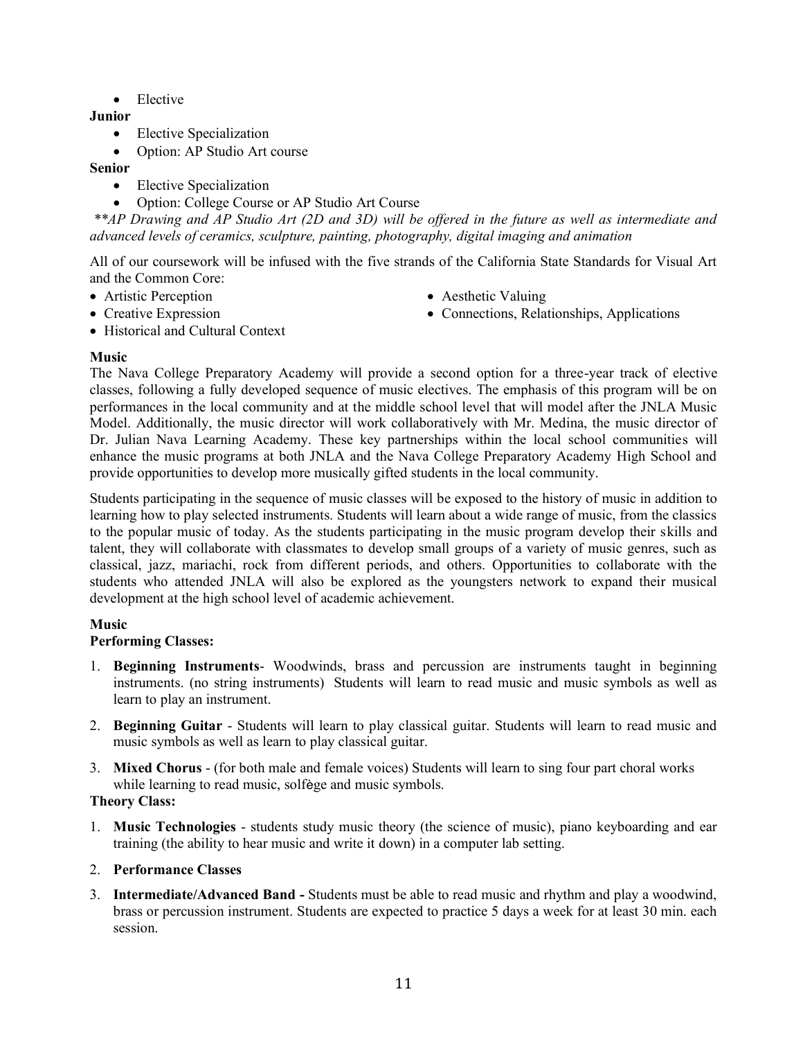- Elective

**Junior**

- Elective Specialization
- Option: AP Studio Art course

**Senior**

- Elective Specialization
- Option: College Course or AP Studio Art Course

*\*\*AP Drawing and AP Studio Art (2D and 3D) will be offered in the future as well as intermediate and advanced levels of ceramics, sculpture, painting, photography, digital imaging and animation*

All of our coursework will be infused with the five strands of the California State Standards for Visual Art and the Common Core:

- Artistic Perception
- Creative Expression
- Historical and Cultural Context
- Aesthetic Valuing
- Connections, Relationships, Applications

**Music**

The Nava College Preparatory Academy will provide a second option for a three-year track of elective classes, following a fully developed sequence of music electives. The emphasis of this program will be on performances in the local community and at the middle school level that will model after the JNLA Music Model. Additionally, the music director will work collaboratively with Mr. Medina, the music director of Dr. Julian Nava Learning Academy. These key partnerships within the local school communities will enhance the music programs at both JNLA and the Nava College Preparatory Academy High School and provide opportunities to develop more musically gifted students in the local community.

Students participating in the sequence of music classes will be exposed to the history of music in addition to learning how to play selected instruments. Students will learn about a wide range of music, from the classics to the popular music of today. As the students participating in the music program develop their skills and talent, they will collaborate with classmates to develop small groups of a variety of music genres, such as classical, jazz, mariachi, rock from different periods, and others. Opportunities to collaborate with the students who attended JNLA will also be explored as the youngsters network to expand their musical development at the high school level of academic achievement.

**Music**

**Performing Classes:**

1. **Beginning Instruments**- Woodwinds, brass and percussion are instruments taught in beginning instruments. (no string instruments) Students will learn to read music and music symbols as well as learn to play an instrument.
2. **Beginning Guitar** - Students will learn to play classical guitar. Students will learn to read music and music symbols as well as learn to play classical guitar.
3. **Mixed Chorus** - (for both male and female voices) Students will learn to sing four part choral works while learning to read music, solfège and music symbols.

**Theory Class:**

1. **Music Technologies** - students study music theory (the science of music), piano keyboarding and ear training (the ability to hear music and write it down) in a computer lab setting.
2. **Performance Classes**
3. **Intermediate/Advanced Band -** Students must be able to read music and rhythm and play a woodwind, brass or percussion instrument. Students are expected to practice 5 days a week for at least 30 min. each session.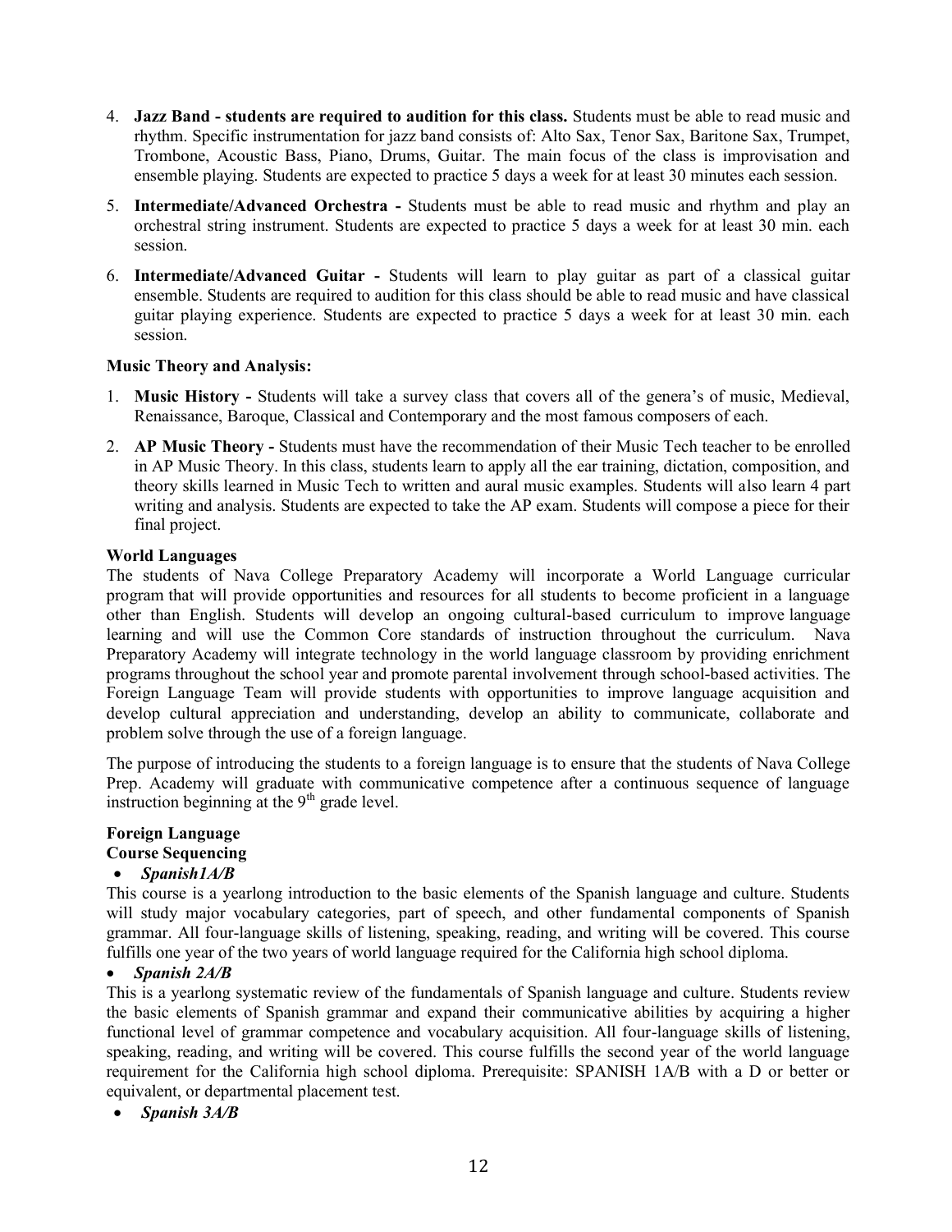4. **Jazz Band - students are required to audition for this class.** Students must be able to read music and rhythm. Specific instrumentation for jazz band consists of: Alto Sax, Tenor Sax, Baritone Sax, Trumpet, Trombone, Acoustic Bass, Piano, Drums, Guitar. The main focus of the class is improvisation and ensemble playing. Students are expected to practice 5 days a week for at least 30 minutes each session.

5. **Intermediate/Advanced Orchestra -** Students must be able to read music and rhythm and play an orchestral string instrument. Students are expected to practice 5 days a week for at least 30 min. each session.

6. **Intermediate/Advanced Guitar -** Students will learn to play guitar as part of a classical guitar ensemble. Students are required to audition for this class should be able to read music and have classical guitar playing experience. Students are expected to practice 5 days a week for at least 30 min. each session.

**Music Theory and Analysis:**

1. **Music History -** Students will take a survey class that covers all of the genera's of music, Medieval, Renaissance, Baroque, Classical and Contemporary and the most famous composers of each.

2. **AP Music Theory -** Students must have the recommendation of their Music Tech teacher to be enrolled in AP Music Theory. In this class, students learn to apply all the ear training, dictation, composition, and theory skills learned in Music Tech to written and aural music examples. Students will also learn 4 part writing and analysis. Students are expected to take the AP exam. Students will compose a piece for their final project.

**World Languages**

The students of Nava College Preparatory Academy will incorporate a World Language curricular program that will provide opportunities and resources for all students to become proficient in a language other than English. Students will develop an ongoing cultural-based curriculum to improve language learning and will use the Common Core standards of instruction throughout the curriculum. Nava Preparatory Academy will integrate technology in the world language classroom by providing enrichment programs throughout the school year and promote parental involvement through school-based activities. The Foreign Language Team will provide students with opportunities to improve language acquisition and develop cultural appreciation and understanding, develop an ability to communicate, collaborate and problem solve through the use of a foreign language.

The purpose of introducing the students to a foreign language is to ensure that the students of Nava College Prep. Academy will graduate with communicative competence after a continuous sequence of language instruction beginning at the 9th grade level.

**Foreign Language**

**Course Sequencing**

- ***Spanish1A/B***

This course is a yearlong introduction to the basic elements of the Spanish language and culture. Students will study major vocabulary categories, part of speech, and other fundamental components of Spanish grammar. All four-language skills of listening, speaking, reading, and writing will be covered. This course fulfills one year of the two years of world language required for the California high school diploma.

- ***Spanish 2A/B***

This is a yearlong systematic review of the fundamentals of Spanish language and culture. Students review the basic elements of Spanish grammar and expand their communicative abilities by acquiring a higher functional level of grammar competence and vocabulary acquisition. All four-language skills of listening, speaking, reading, and writing will be covered. This course fulfills the second year of the world language requirement for the California high school diploma. Prerequisite: SPANISH 1A/B with a D or better or equivalent, or departmental placement test.

- ***Spanish 3A/B***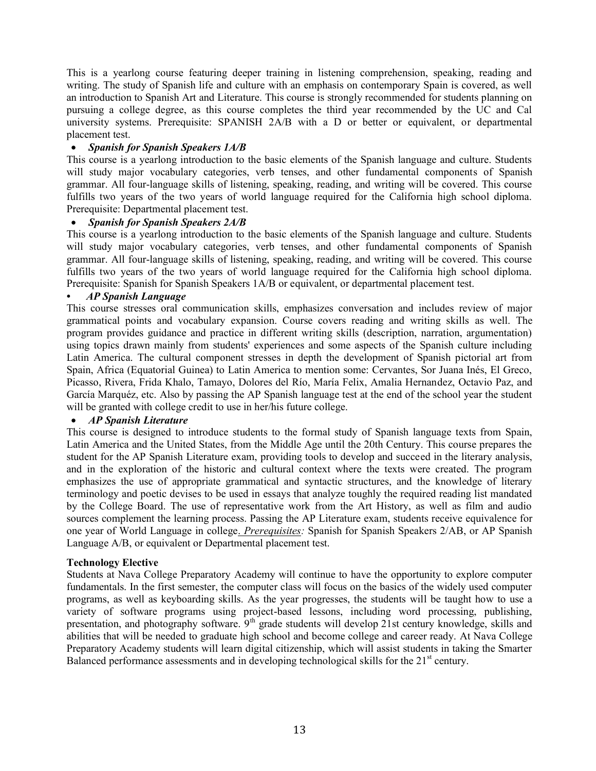This is a yearlong course featuring deeper training in listening comprehension, speaking, reading and writing. The study of Spanish life and culture with an emphasis on contemporary Spain is covered, as well an introduction to Spanish Art and Literature. This course is strongly recommended for students planning on pursuing a college degree, as this course completes the third year recommended by the UC and Cal university systems. Prerequisite: SPANISH 2A/B with a D or better or equivalent, or departmental placement test.

- ***Spanish for Spanish Speakers 1A/B***

This course is a yearlong introduction to the basic elements of the Spanish language and culture. Students will study major vocabulary categories, verb tenses, and other fundamental components of Spanish grammar. All four-language skills of listening, speaking, reading, and writing will be covered. This course fulfills two years of the two years of world language required for the California high school diploma. Prerequisite: Departmental placement test.

- ***Spanish for Spanish Speakers 2A/B***

This course is a yearlong introduction to the basic elements of the Spanish language and culture. Students will study major vocabulary categories, verb tenses, and other fundamental components of Spanish grammar. All four-language skills of listening, speaking, reading, and writing will be covered. This course fulfills two years of the two years of world language required for the California high school diploma. Prerequisite: Spanish for Spanish Speakers 1A/B or equivalent, or departmental placement test.

- ***AP Spanish Language***

This course stresses oral communication skills, emphasizes conversation and includes review of major grammatical points and vocabulary expansion. Course covers reading and writing skills as well. The program provides guidance and practice in different writing skills (description, narration, argumentation) using topics drawn mainly from students' experiences and some aspects of the Spanish culture including Latin America. The cultural component stresses in depth the development of Spanish pictorial art from Spain, Africa (Equatorial Guinea) to Latin America to mention some: Cervantes, Sor Juana Inés, El Greco, Picasso, Rivera, Frida Khalo, Tamayo, Dolores del Río, María Felix, Amalia Hernandez, Octavio Paz, and García Marquéz, etc. Also by passing the AP Spanish language test at the end of the school year the student will be granted with college credit to use in her/his future college.

- ***AP Spanish Literature***

This course is designed to introduce students to the formal study of Spanish language texts from Spain, Latin America and the United States, from the Middle Age until the 20th Century. This course prepares the student for the AP Spanish Literature exam, providing tools to develop and succeed in the literary analysis, and in the exploration of the historic and cultural context where the texts were created. The program emphasizes the use of appropriate grammatical and syntactic structures, and the knowledge of literary terminology and poetic devises to be used in essays that analyze toughly the required reading list mandated by the College Board. The use of representative work from the Art History, as well as film and audio sources complement the learning process. Passing the AP Literature exam, students receive equivalence for one year of World Language in college. *Prerequisites:* Spanish for Spanish Speakers 2/AB, or AP Spanish Language A/B, or equivalent or Departmental placement test.

**Technology Elective**

Students at Nava College Preparatory Academy will continue to have the opportunity to explore computer fundamentals. In the first semester, the computer class will focus on the basics of the widely used computer programs, as well as keyboarding skills. As the year progresses, the students will be taught how to use a variety of software programs using project-based lessons, including word processing, publishing, presentation, and photography software. 9th grade students will develop 21st century knowledge, skills and abilities that will be needed to graduate high school and become college and career ready. At Nava College Preparatory Academy students will learn digital citizenship, which will assist students in taking the Smarter Balanced performance assessments and in developing technological skills for the 21st century.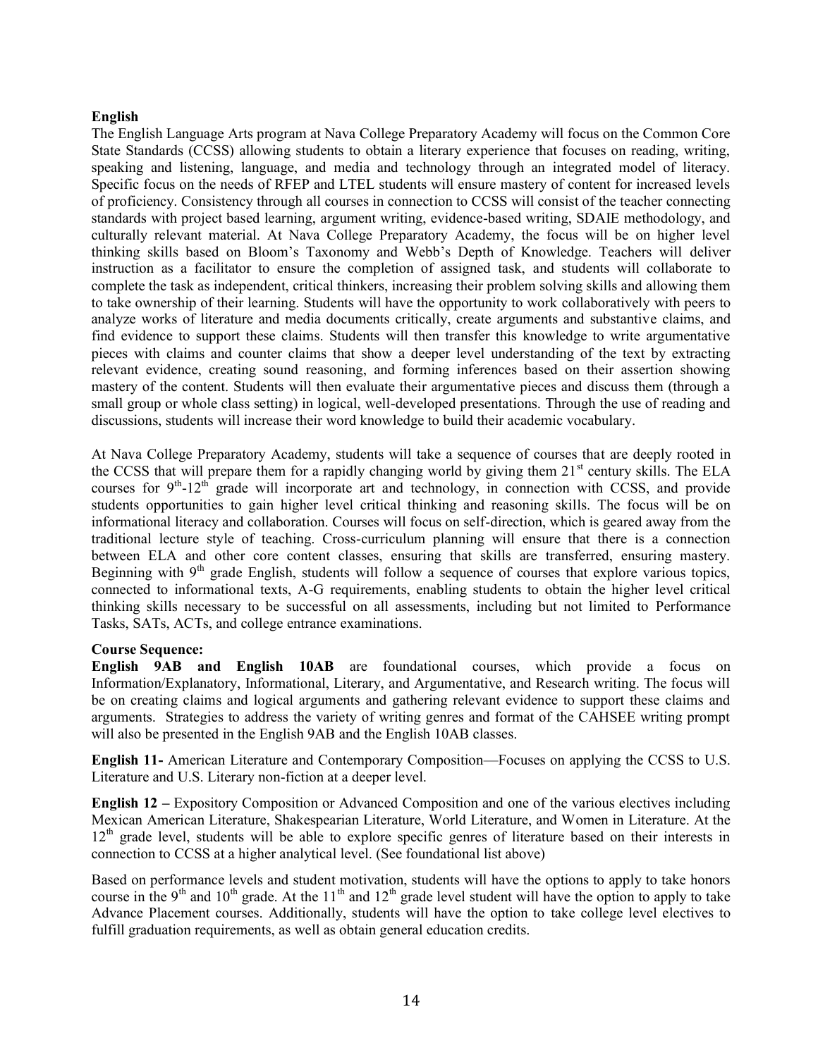**English**

The English Language Arts program at Nava College Preparatory Academy will focus on the Common Core State Standards (CCSS) allowing students to obtain a literary experience that focuses on reading, writing, speaking and listening, language, and media and technology through an integrated model of literacy. Specific focus on the needs of RFEP and LTEL students will ensure mastery of content for increased levels of proficiency. Consistency through all courses in connection to CCSS will consist of the teacher connecting standards with project based learning, argument writing, evidence-based writing, SDAIE methodology, and culturally relevant material. At Nava College Preparatory Academy, the focus will be on higher level thinking skills based on Bloom's Taxonomy and Webb's Depth of Knowledge. Teachers will deliver instruction as a facilitator to ensure the completion of assigned task, and students will collaborate to complete the task as independent, critical thinkers, increasing their problem solving skills and allowing them to take ownership of their learning. Students will have the opportunity to work collaboratively with peers to analyze works of literature and media documents critically, create arguments and substantive claims, and find evidence to support these claims. Students will then transfer this knowledge to write argumentative pieces with claims and counter claims that show a deeper level understanding of the text by extracting relevant evidence, creating sound reasoning, and forming inferences based on their assertion showing mastery of the content. Students will then evaluate their argumentative pieces and discuss them (through a small group or whole class setting) in logical, well-developed presentations. Through the use of reading and discussions, students will increase their word knowledge to build their academic vocabulary.

At Nava College Preparatory Academy, students will take a sequence of courses that are deeply rooted in the CCSS that will prepare them for a rapidly changing world by giving them 21st century skills. The ELA courses for 9th-12th grade will incorporate art and technology, in connection with CCSS, and provide students opportunities to gain higher level critical thinking and reasoning skills. The focus will be on informational literacy and collaboration. Courses will focus on self-direction, which is geared away from the traditional lecture style of teaching. Cross-curriculum planning will ensure that there is a connection between ELA and other core content classes, ensuring that skills are transferred, ensuring mastery. Beginning with 9th grade English, students will follow a sequence of courses that explore various topics, connected to informational texts, A-G requirements, enabling students to obtain the higher level critical thinking skills necessary to be successful on all assessments, including but not limited to Performance Tasks, SATs, ACTs, and college entrance examinations.

**Course Sequence:**

**English 9AB and English 10AB** are foundational courses, which provide a focus on Information/Explanatory, Informational, Literary, and Argumentative, and Research writing. The focus will be on creating claims and logical arguments and gathering relevant evidence to support these claims and arguments. Strategies to address the variety of writing genres and format of the CAHSEE writing prompt will also be presented in the English 9AB and the English 10AB classes.

**English 11-** American Literature and Contemporary Composition—Focuses on applying the CCSS to U.S. Literature and U.S. Literary non-fiction at a deeper level.

**English 12 –** Expository Composition or Advanced Composition and one of the various electives including Mexican American Literature, Shakespearian Literature, World Literature, and Women in Literature. At the 12th grade level, students will be able to explore specific genres of literature based on their interests in connection to CCSS at a higher analytical level. (See foundational list above)

Based on performance levels and student motivation, students will have the options to apply to take honors course in the 9th and 10th grade. At the 11th and 12th grade level student will have the option to apply to take Advance Placement courses. Additionally, students will have the option to take college level electives to fulfill graduation requirements, as well as obtain general education credits.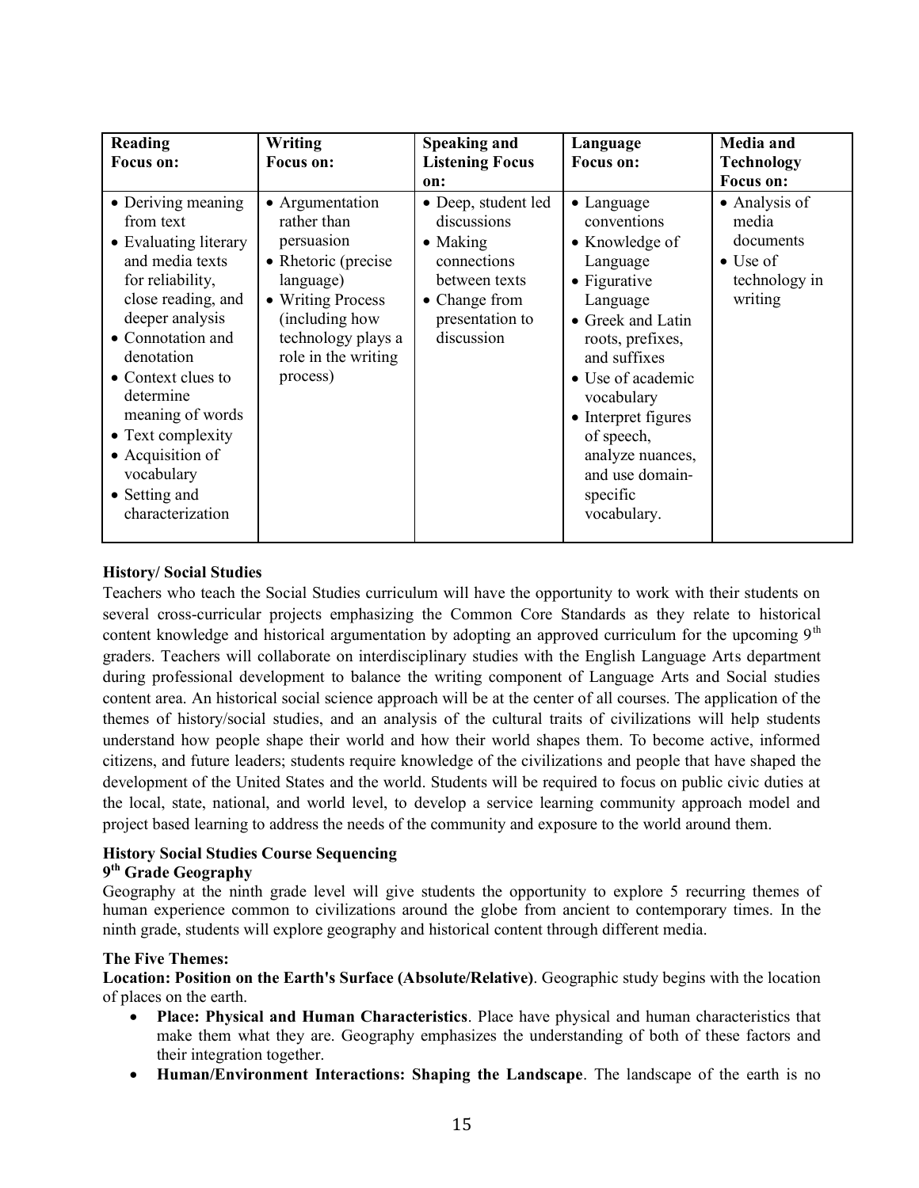| Reading Focus on: | Writing Focus on: | Speaking and Listening Focus on: | Language Focus on: | Media and Technology Focus on: |
|---|---|---|---|---|
| • Deriving meaning from text<br>• Evaluating literary and media texts for reliability, close reading, and deeper analysis<br>• Connotation and denotation<br>• Context clues to determine meaning of words<br>• Text complexity<br>• Acquisition of vocabulary<br>• Setting and characterization | • Argumentation rather than persuasion<br>• Rhetoric (precise language)<br>• Writing Process (including how technology plays a role in the writing process) | • Deep, student led discussions<br>• Making connections between texts<br>• Change from presentation to discussion | • Language conventions<br>• Knowledge of Language<br>• Figurative Language<br>• Greek and Latin roots, prefixes, and suffixes<br>• Use of academic vocabulary<br>• Interpret figures of speech, analyze nuances, and use domain-specific vocabulary. | • Analysis of media documents<br>• Use of technology in writing |

**History/ Social Studies**

Teachers who teach the Social Studies curriculum will have the opportunity to work with their students on several cross-curricular projects emphasizing the Common Core Standards as they relate to historical content knowledge and historical argumentation by adopting an approved curriculum for the upcoming 9th graders. Teachers will collaborate on interdisciplinary studies with the English Language Arts department during professional development to balance the writing component of Language Arts and Social studies content area. An historical social science approach will be at the center of all courses. The application of the themes of history/social studies, and an analysis of the cultural traits of civilizations will help students understand how people shape their world and how their world shapes them. To become active, informed citizens, and future leaders; students require knowledge of the civilizations and people that have shaped the development of the United States and the world. Students will be required to focus on public civic duties at the local, state, national, and world level, to develop a service learning community approach model and project based learning to address the needs of the community and exposure to the world around them.

**History Social Studies Course Sequencing**

**9th Grade Geography**

Geography at the ninth grade level will give students the opportunity to explore 5 recurring themes of human experience common to civilizations around the globe from ancient to contemporary times. In the ninth grade, students will explore geography and historical content through different media.

**The Five Themes:**

**Location: Position on the Earth's Surface (Absolute/Relative)**. Geographic study begins with the location of places on the earth.

- **Place: Physical and Human Characteristics**. Place have physical and human characteristics that make them what they are. Geography emphasizes the understanding of both of these factors and their integration together.
- **Human/Environment Interactions: Shaping the Landscape**. The landscape of the earth is no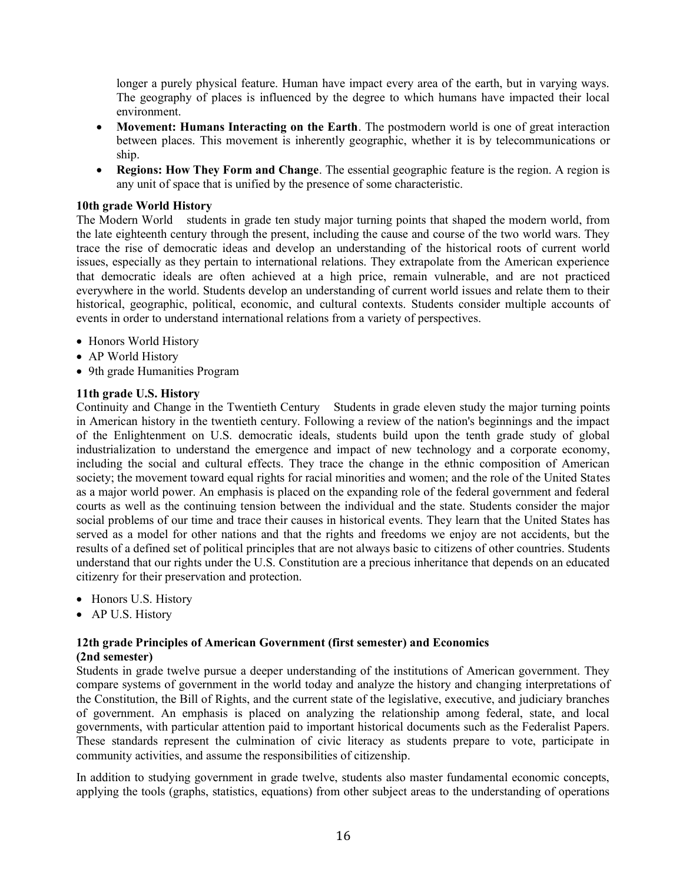longer a purely physical feature. Human have impact every area of the earth, but in varying ways. The geography of places is influenced by the degree to which humans have impacted their local environment.

- **Movement: Humans Interacting on the Earth**. The postmodern world is one of great interaction between places. This movement is inherently geographic, whether it is by telecommunications or ship.
- **Regions: How They Form and Change**. The essential geographic feature is the region. A region is any unit of space that is unified by the presence of some characteristic.

**10th grade World History**

The Modern World students in grade ten study major turning points that shaped the modern world, from the late eighteenth century through the present, including the cause and course of the two world wars. They trace the rise of democratic ideas and develop an understanding of the historical roots of current world issues, especially as they pertain to international relations. They extrapolate from the American experience that democratic ideals are often achieved at a high price, remain vulnerable, and are not practiced everywhere in the world. Students develop an understanding of current world issues and relate them to their historical, geographic, political, economic, and cultural contexts. Students consider multiple accounts of events in order to understand international relations from a variety of perspectives.

- Honors World History
- AP World History
- 9th grade Humanities Program

**11th grade U.S. History**

Continuity and Change in the Twentieth Century Students in grade eleven study the major turning points in American history in the twentieth century. Following a review of the nation's beginnings and the impact of the Enlightenment on U.S. democratic ideals, students build upon the tenth grade study of global industrialization to understand the emergence and impact of new technology and a corporate economy, including the social and cultural effects. They trace the change in the ethnic composition of American society; the movement toward equal rights for racial minorities and women; and the role of the United States as a major world power. An emphasis is placed on the expanding role of the federal government and federal courts as well as the continuing tension between the individual and the state. Students consider the major social problems of our time and trace their causes in historical events. They learn that the United States has served as a model for other nations and that the rights and freedoms we enjoy are not accidents, but the results of a defined set of political principles that are not always basic to citizens of other countries. Students understand that our rights under the U.S. Constitution are a precious inheritance that depends on an educated citizenry for their preservation and protection.

- Honors U.S. History
- AP U.S. History

**12th grade Principles of American Government (first semester) and Economics (2nd semester)**

Students in grade twelve pursue a deeper understanding of the institutions of American government. They compare systems of government in the world today and analyze the history and changing interpretations of the Constitution, the Bill of Rights, and the current state of the legislative, executive, and judiciary branches of government. An emphasis is placed on analyzing the relationship among federal, state, and local governments, with particular attention paid to important historical documents such as the Federalist Papers. These standards represent the culmination of civic literacy as students prepare to vote, participate in community activities, and assume the responsibilities of citizenship.

In addition to studying government in grade twelve, students also master fundamental economic concepts, applying the tools (graphs, statistics, equations) from other subject areas to the understanding of operations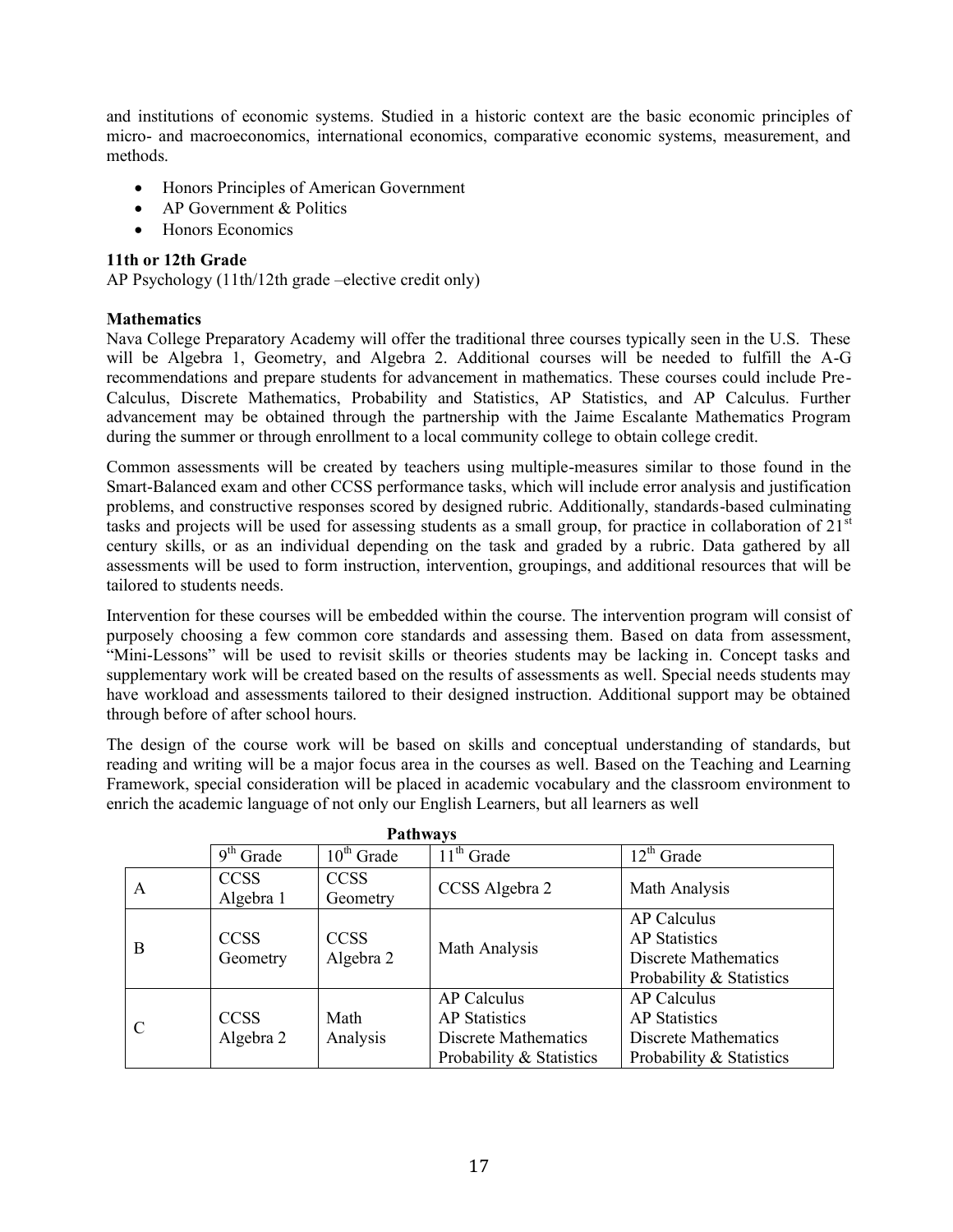and institutions of economic systems. Studied in a historic context are the basic economic principles of micro- and macroeconomics, international economics, comparative economic systems, measurement, and methods.

- Honors Principles of American Government
- AP Government & Politics
- Honors Economics

**11th or 12th Grade**

AP Psychology (11th/12th grade –elective credit only)

**Mathematics**

Nava College Preparatory Academy will offer the traditional three courses typically seen in the U.S. These will be Algebra 1, Geometry, and Algebra 2. Additional courses will be needed to fulfill the A-G recommendations and prepare students for advancement in mathematics. These courses could include Pre-Calculus, Discrete Mathematics, Probability and Statistics, AP Statistics, and AP Calculus. Further advancement may be obtained through the partnership with the Jaime Escalante Mathematics Program during the summer or through enrollment to a local community college to obtain college credit.

Common assessments will be created by teachers using multiple-measures similar to those found in the Smart-Balanced exam and other CCSS performance tasks, which will include error analysis and justification problems, and constructive responses scored by designed rubric. Additionally, standards-based culminating tasks and projects will be used for assessing students as a small group, for practice in collaboration of 21st century skills, or as an individual depending on the task and graded by a rubric. Data gathered by all assessments will be used to form instruction, intervention, groupings, and additional resources that will be tailored to students needs.

Intervention for these courses will be embedded within the course. The intervention program will consist of purposely choosing a few common core standards and assessing them. Based on data from assessment, "Mini-Lessons" will be used to revisit skills or theories students may be lacking in. Concept tasks and supplementary work will be created based on the results of assessments as well. Special needs students may have workload and assessments tailored to their designed instruction. Additional support may be obtained through before of after school hours.

The design of the course work will be based on skills and conceptual understanding of standards, but reading and writing will be a major focus area in the courses as well. Based on the Teaching and Learning Framework, special consideration will be placed in academic vocabulary and the classroom environment to enrich the academic language of not only our English Learners, but all learners as well

**Pathways**

| | 9th Grade | 10th Grade | 11th Grade | 12th Grade |
|---|---|---|---|---|
| A | CCSS Algebra 1 | CCSS Geometry | CCSS Algebra 2 | Math Analysis |
| B | CCSS Geometry | CCSS Algebra 2 | Math Analysis | AP Calculus<br>AP Statistics<br>Discrete Mathematics<br>Probability & Statistics |
| C | CCSS Algebra 2 | Math Analysis | AP Calculus<br>AP Statistics<br>Discrete Mathematics<br>Probability & Statistics | AP Calculus<br>AP Statistics<br>Discrete Mathematics<br>Probability & Statistics |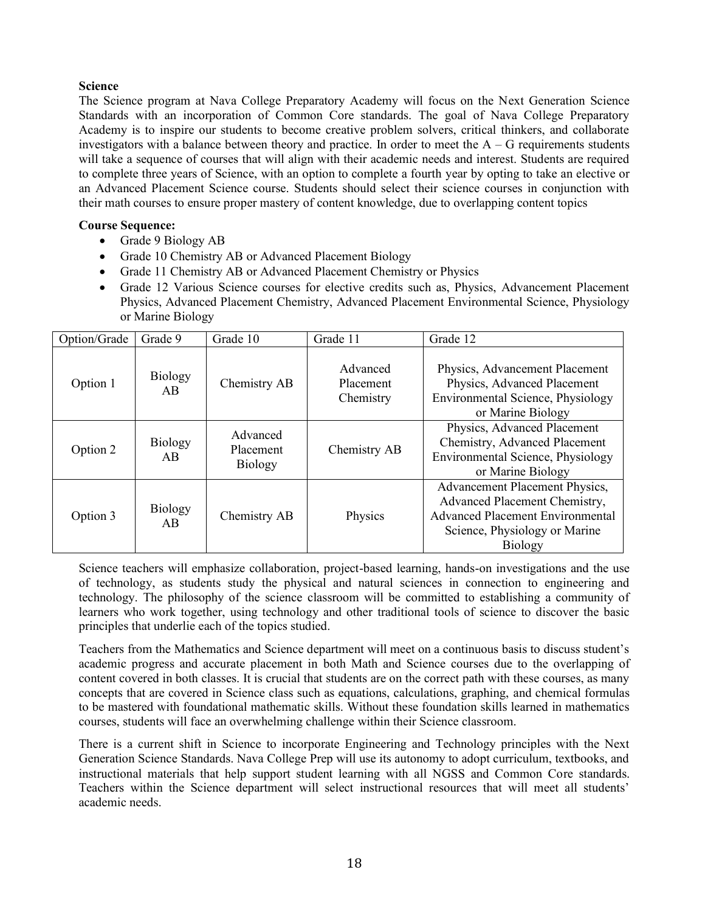**Science**

The Science program at Nava College Preparatory Academy will focus on the Next Generation Science Standards with an incorporation of Common Core standards. The goal of Nava College Preparatory Academy is to inspire our students to become creative problem solvers, critical thinkers, and collaborate investigators with a balance between theory and practice. In order to meet the A – G requirements students will take a sequence of courses that will align with their academic needs and interest. Students are required to complete three years of Science, with an option to complete a fourth year by opting to take an elective or an Advanced Placement Science course. Students should select their science courses in conjunction with their math courses to ensure proper mastery of content knowledge, due to overlapping content topics

**Course Sequence:**

- Grade 9 Biology AB
- Grade 10 Chemistry AB or Advanced Placement Biology
- Grade 11 Chemistry AB or Advanced Placement Chemistry or Physics
- Grade 12 Various Science courses for elective credits such as, Physics, Advancement Placement Physics, Advanced Placement Chemistry, Advanced Placement Environmental Science, Physiology or Marine Biology

| Option/Grade | Grade 9 | Grade 10 | Grade 11 | Grade 12 |
|---|---|---|---|---|
| Option 1 | Biology AB | Chemistry AB | Advanced Placement Chemistry | Physics, Advancement Placement Physics, Advanced Placement Environmental Science, Physiology or Marine Biology |
| Option 2 | Biology AB | Advanced Placement Biology | Chemistry AB | Physics, Advanced Placement Chemistry, Advanced Placement Environmental Science, Physiology or Marine Biology |
| Option 3 | Biology AB | Chemistry AB | Physics | Advancement Placement Physics, Advanced Placement Chemistry, Advanced Placement Environmental Science, Physiology or Marine Biology |

Science teachers will emphasize collaboration, project-based learning, hands-on investigations and the use of technology, as students study the physical and natural sciences in connection to engineering and technology. The philosophy of the science classroom will be committed to establishing a community of learners who work together, using technology and other traditional tools of science to discover the basic principles that underlie each of the topics studied.

Teachers from the Mathematics and Science department will meet on a continuous basis to discuss student's academic progress and accurate placement in both Math and Science courses due to the overlapping of content covered in both classes. It is crucial that students are on the correct path with these courses, as many concepts that are covered in Science class such as equations, calculations, graphing, and chemical formulas to be mastered with foundational mathematic skills. Without these foundation skills learned in mathematics courses, students will face an overwhelming challenge within their Science classroom.

There is a current shift in Science to incorporate Engineering and Technology principles with the Next Generation Science Standards. Nava College Prep will use its autonomy to adopt curriculum, textbooks, and instructional materials that help support student learning with all NGSS and Common Core standards. Teachers within the Science department will select instructional resources that will meet all students' academic needs.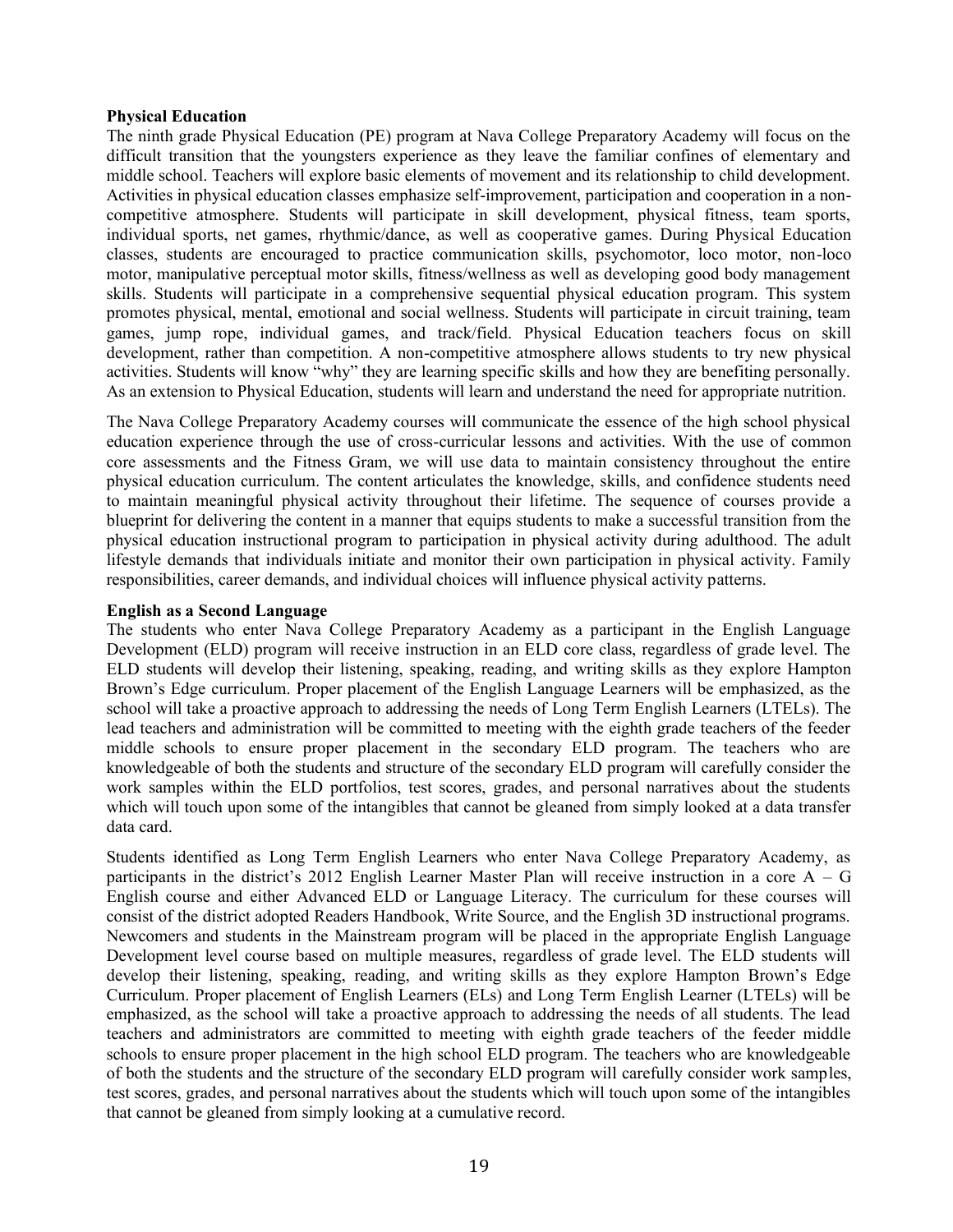**Physical Education**

The ninth grade Physical Education (PE) program at Nava College Preparatory Academy will focus on the difficult transition that the youngsters experience as they leave the familiar confines of elementary and middle school. Teachers will explore basic elements of movement and its relationship to child development. Activities in physical education classes emphasize self-improvement, participation and cooperation in a non-competitive atmosphere. Students will participate in skill development, physical fitness, team sports, individual sports, net games, rhythmic/dance, as well as cooperative games. During Physical Education classes, students are encouraged to practice communication skills, psychomotor, loco motor, non-loco motor, manipulative perceptual motor skills, fitness/wellness as well as developing good body management skills. Students will participate in a comprehensive sequential physical education program. This system promotes physical, mental, emotional and social wellness. Students will participate in circuit training, team games, jump rope, individual games, and track/field. Physical Education teachers focus on skill development, rather than competition. A non-competitive atmosphere allows students to try new physical activities. Students will know "why" they are learning specific skills and how they are benefiting personally. As an extension to Physical Education, students will learn and understand the need for appropriate nutrition.

The Nava College Preparatory Academy courses will communicate the essence of the high school physical education experience through the use of cross-curricular lessons and activities. With the use of common core assessments and the Fitness Gram, we will use data to maintain consistency throughout the entire physical education curriculum. The content articulates the knowledge, skills, and confidence students need to maintain meaningful physical activity throughout their lifetime. The sequence of courses provide a blueprint for delivering the content in a manner that equips students to make a successful transition from the physical education instructional program to participation in physical activity during adulthood. The adult lifestyle demands that individuals initiate and monitor their own participation in physical activity. Family responsibilities, career demands, and individual choices will influence physical activity patterns.

**English as a Second Language**

The students who enter Nava College Preparatory Academy as a participant in the English Language Development (ELD) program will receive instruction in an ELD core class, regardless of grade level. The ELD students will develop their listening, speaking, reading, and writing skills as they explore Hampton Brown's Edge curriculum. Proper placement of the English Language Learners will be emphasized, as the school will take a proactive approach to addressing the needs of Long Term English Learners (LTELs). The lead teachers and administration will be committed to meeting with the eighth grade teachers of the feeder middle schools to ensure proper placement in the secondary ELD program. The teachers who are knowledgeable of both the students and structure of the secondary ELD program will carefully consider the work samples within the ELD portfolios, test scores, grades, and personal narratives about the students which will touch upon some of the intangibles that cannot be gleaned from simply looked at a data transfer data card.

Students identified as Long Term English Learners who enter Nava College Preparatory Academy, as participants in the district's 2012 English Learner Master Plan will receive instruction in a core A – G English course and either Advanced ELD or Language Literacy. The curriculum for these courses will consist of the district adopted Readers Handbook, Write Source, and the English 3D instructional programs. Newcomers and students in the Mainstream program will be placed in the appropriate English Language Development level course based on multiple measures, regardless of grade level. The ELD students will develop their listening, speaking, reading, and writing skills as they explore Hampton Brown's Edge Curriculum. Proper placement of English Learners (ELs) and Long Term English Learner (LTELs) will be emphasized, as the school will take a proactive approach to addressing the needs of all students. The lead teachers and administrators are committed to meeting with eighth grade teachers of the feeder middle schools to ensure proper placement in the high school ELD program. The teachers who are knowledgeable of both the students and the structure of the secondary ELD program will carefully consider work samples, test scores, grades, and personal narratives about the students which will touch upon some of the intangibles that cannot be gleaned from simply looking at a cumulative record.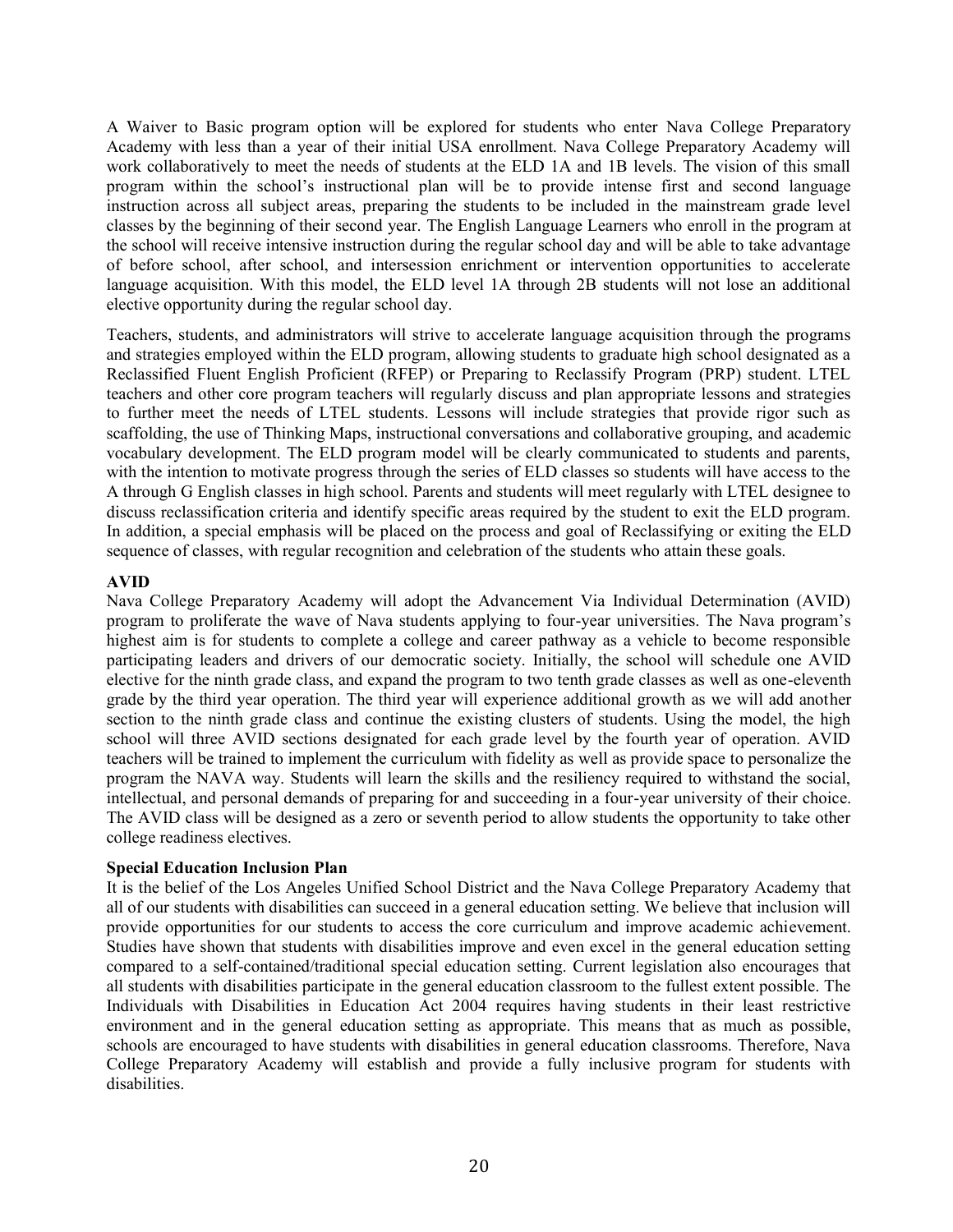A Waiver to Basic program option will be explored for students who enter Nava College Preparatory Academy with less than a year of their initial USA enrollment. Nava College Preparatory Academy will work collaboratively to meet the needs of students at the ELD 1A and 1B levels. The vision of this small program within the school's instructional plan will be to provide intense first and second language instruction across all subject areas, preparing the students to be included in the mainstream grade level classes by the beginning of their second year. The English Language Learners who enroll in the program at the school will receive intensive instruction during the regular school day and will be able to take advantage of before school, after school, and intersession enrichment or intervention opportunities to accelerate language acquisition. With this model, the ELD level 1A through 2B students will not lose an additional elective opportunity during the regular school day.

Teachers, students, and administrators will strive to accelerate language acquisition through the programs and strategies employed within the ELD program, allowing students to graduate high school designated as a Reclassified Fluent English Proficient (RFEP) or Preparing to Reclassify Program (PRP) student. LTEL teachers and other core program teachers will regularly discuss and plan appropriate lessons and strategies to further meet the needs of LTEL students. Lessons will include strategies that provide rigor such as scaffolding, the use of Thinking Maps, instructional conversations and collaborative grouping, and academic vocabulary development. The ELD program model will be clearly communicated to students and parents, with the intention to motivate progress through the series of ELD classes so students will have access to the A through G English classes in high school. Parents and students will meet regularly with LTEL designee to discuss reclassification criteria and identify specific areas required by the student to exit the ELD program. In addition, a special emphasis will be placed on the process and goal of Reclassifying or exiting the ELD sequence of classes, with regular recognition and celebration of the students who attain these goals.

**AVID**

Nava College Preparatory Academy will adopt the Advancement Via Individual Determination (AVID) program to proliferate the wave of Nava students applying to four-year universities. The Nava program's highest aim is for students to complete a college and career pathway as a vehicle to become responsible participating leaders and drivers of our democratic society. Initially, the school will schedule one AVID elective for the ninth grade class, and expand the program to two tenth grade classes as well as one-eleventh grade by the third year operation. The third year will experience additional growth as we will add another section to the ninth grade class and continue the existing clusters of students. Using the model, the high school will three AVID sections designated for each grade level by the fourth year of operation. AVID teachers will be trained to implement the curriculum with fidelity as well as provide space to personalize the program the NAVA way. Students will learn the skills and the resiliency required to withstand the social, intellectual, and personal demands of preparing for and succeeding in a four-year university of their choice. The AVID class will be designed as a zero or seventh period to allow students the opportunity to take other college readiness electives.

**Special Education Inclusion Plan**

It is the belief of the Los Angeles Unified School District and the Nava College Preparatory Academy that all of our students with disabilities can succeed in a general education setting. We believe that inclusion will provide opportunities for our students to access the core curriculum and improve academic achievement. Studies have shown that students with disabilities improve and even excel in the general education setting compared to a self-contained/traditional special education setting. Current legislation also encourages that all students with disabilities participate in the general education classroom to the fullest extent possible. The Individuals with Disabilities in Education Act 2004 requires having students in their least restrictive environment and in the general education setting as appropriate. This means that as much as possible, schools are encouraged to have students with disabilities in general education classrooms. Therefore, Nava College Preparatory Academy will establish and provide a fully inclusive program for students with disabilities.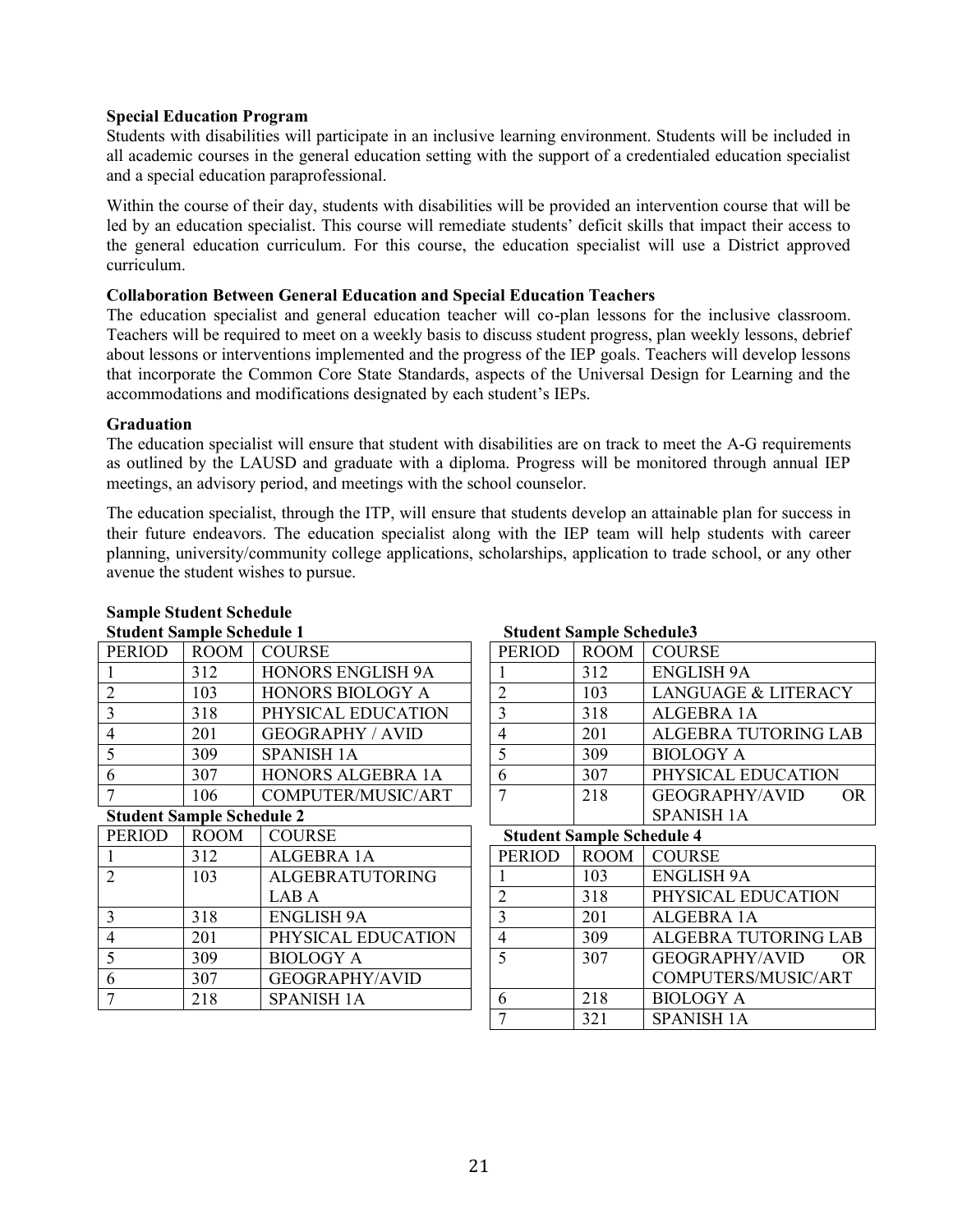**Special Education Program**

Students with disabilities will participate in an inclusive learning environment. Students will be included in all academic courses in the general education setting with the support of a credentialed education specialist and a special education paraprofessional.

Within the course of their day, students with disabilities will be provided an intervention course that will be led by an education specialist. This course will remediate students' deficit skills that impact their access to the general education curriculum. For this course, the education specialist will use a District approved curriculum.

**Collaboration Between General Education and Special Education Teachers**

The education specialist and general education teacher will co-plan lessons for the inclusive classroom. Teachers will be required to meet on a weekly basis to discuss student progress, plan weekly lessons, debrief about lessons or interventions implemented and the progress of the IEP goals. Teachers will develop lessons that incorporate the Common Core State Standards, aspects of the Universal Design for Learning and the accommodations and modifications designated by each student's IEPs.

**Graduation**

The education specialist will ensure that student with disabilities are on track to meet the A-G requirements as outlined by the LAUSD and graduate with a diploma. Progress will be monitored through annual IEP meetings, an advisory period, and meetings with the school counselor.

The education specialist, through the ITP, will ensure that students develop an attainable plan for success in their future endeavors. The education specialist along with the IEP team will help students with career planning, university/community college applications, scholarships, application to trade school, or any other avenue the student wishes to pursue.

**Sample Student Schedule**

**Student Sample Schedule 1**

| PERIOD | ROOM | COURSE |
|---|---|---|
| 1 | 312 | HONORS ENGLISH 9A |
| 2 | 103 | HONORS BIOLOGY A |
| 3 | 318 | PHYSICAL EDUCATION |
| 4 | 201 | GEOGRAPHY / AVID |
| 5 | 309 | SPANISH 1A |
| 6 | 307 | HONORS ALGEBRA 1A |
| 7 | 106 | COMPUTER/MUSIC/ART |

**Student Sample Schedule 2**

| PERIOD | ROOM | COURSE |
|---|---|---|
| 1 | 312 | ALGEBRA 1A |
| 2 | 103 | ALGEBRATUTORING LAB A |
| 3 | 318 | ENGLISH 9A |
| 4 | 201 | PHYSICAL EDUCATION |
| 5 | 309 | BIOLOGY A |
| 6 | 307 | GEOGRAPHY/AVID |
| 7 | 218 | SPANISH 1A |

**Student Sample Schedule3**

| PERIOD | ROOM | COURSE |
|---|---|---|
| 1 | 312 | ENGLISH 9A |
| 2 | 103 | LANGUAGE & LITERACY |
| 3 | 318 | ALGEBRA 1A |
| 4 | 201 | ALGEBRA TUTORING LAB |
| 5 | 309 | BIOLOGY A |
| 6 | 307 | PHYSICAL EDUCATION |
| 7 | 218 | GEOGRAPHY/AVID OR SPANISH 1A |

**Student Sample Schedule 4**

| PERIOD | ROOM | COURSE |
|---|---|---|
| 1 | 103 | ENGLISH 9A |
| 2 | 318 | PHYSICAL EDUCATION |
| 3 | 201 | ALGEBRA 1A |
| 4 | 309 | ALGEBRA TUTORING LAB |
| 5 | 307 | GEOGRAPHY/AVID OR COMPUTERS/MUSIC/ART |
| 6 | 218 | BIOLOGY A |
| 7 | 321 | SPANISH 1A |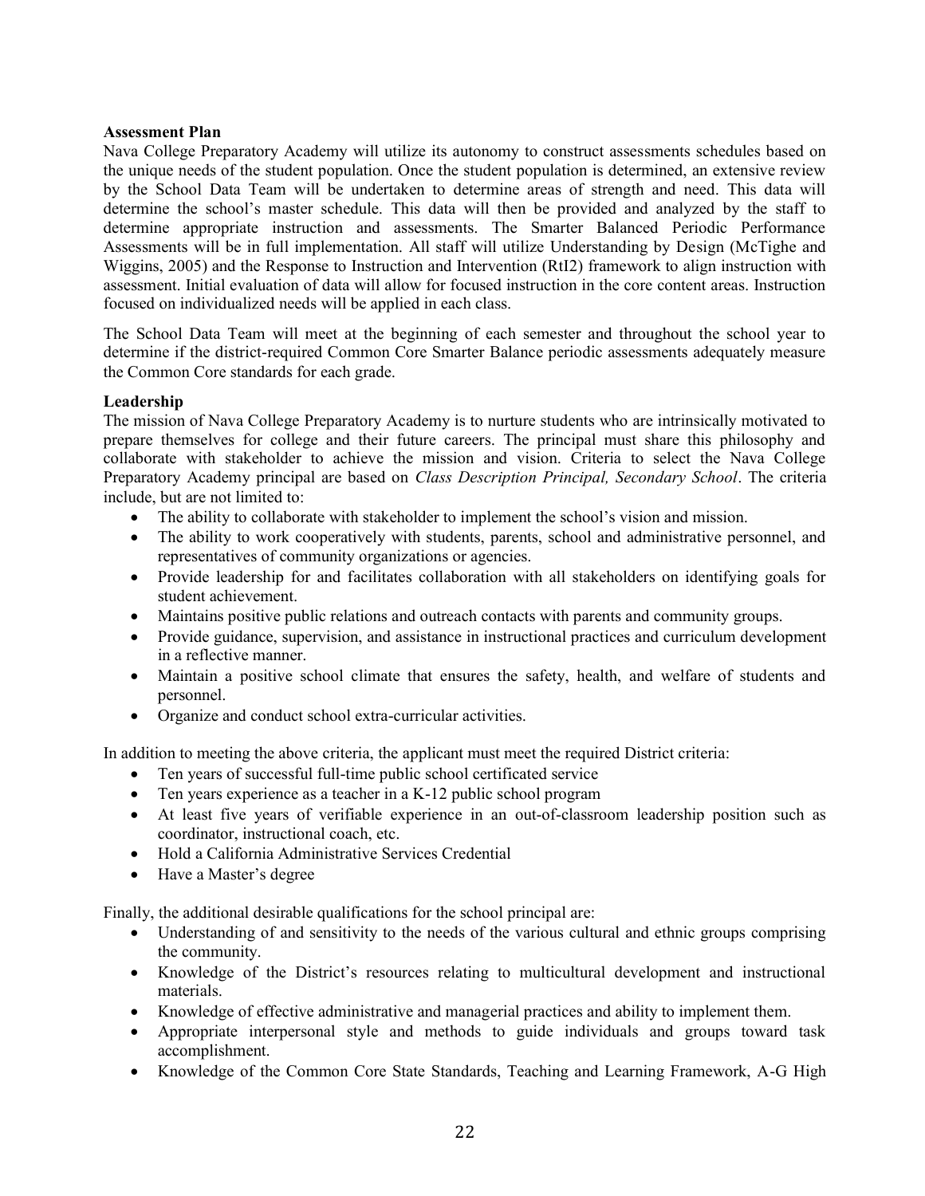**Assessment Plan**

Nava College Preparatory Academy will utilize its autonomy to construct assessments schedules based on the unique needs of the student population. Once the student population is determined, an extensive review by the School Data Team will be undertaken to determine areas of strength and need. This data will determine the school's master schedule. This data will then be provided and analyzed by the staff to determine appropriate instruction and assessments. The Smarter Balanced Periodic Performance Assessments will be in full implementation. All staff will utilize Understanding by Design (McTighe and Wiggins, 2005) and the Response to Instruction and Intervention (RtI2) framework to align instruction with assessment. Initial evaluation of data will allow for focused instruction in the core content areas. Instruction focused on individualized needs will be applied in each class.

The School Data Team will meet at the beginning of each semester and throughout the school year to determine if the district-required Common Core Smarter Balance periodic assessments adequately measure the Common Core standards for each grade.

**Leadership**

The mission of Nava College Preparatory Academy is to nurture students who are intrinsically motivated to prepare themselves for college and their future careers. The principal must share this philosophy and collaborate with stakeholder to achieve the mission and vision. Criteria to select the Nava College Preparatory Academy principal are based on *Class Description Principal, Secondary School*. The criteria include, but are not limited to:

- The ability to collaborate with stakeholder to implement the school's vision and mission.
- The ability to work cooperatively with students, parents, school and administrative personnel, and representatives of community organizations or agencies.
- Provide leadership for and facilitates collaboration with all stakeholders on identifying goals for student achievement.
- Maintains positive public relations and outreach contacts with parents and community groups.
- Provide guidance, supervision, and assistance in instructional practices and curriculum development in a reflective manner.
- Maintain a positive school climate that ensures the safety, health, and welfare of students and personnel.
- Organize and conduct school extra-curricular activities.

In addition to meeting the above criteria, the applicant must meet the required District criteria:

- Ten years of successful full-time public school certificated service
- Ten years experience as a teacher in a K-12 public school program
- At least five years of verifiable experience in an out-of-classroom leadership position such as coordinator, instructional coach, etc.
- Hold a California Administrative Services Credential
- Have a Master's degree

Finally, the additional desirable qualifications for the school principal are:

- Understanding of and sensitivity to the needs of the various cultural and ethnic groups comprising the community.
- Knowledge of the District's resources relating to multicultural development and instructional materials.
- Knowledge of effective administrative and managerial practices and ability to implement them.
- Appropriate interpersonal style and methods to guide individuals and groups toward task accomplishment.
- Knowledge of the Common Core State Standards, Teaching and Learning Framework, A-G High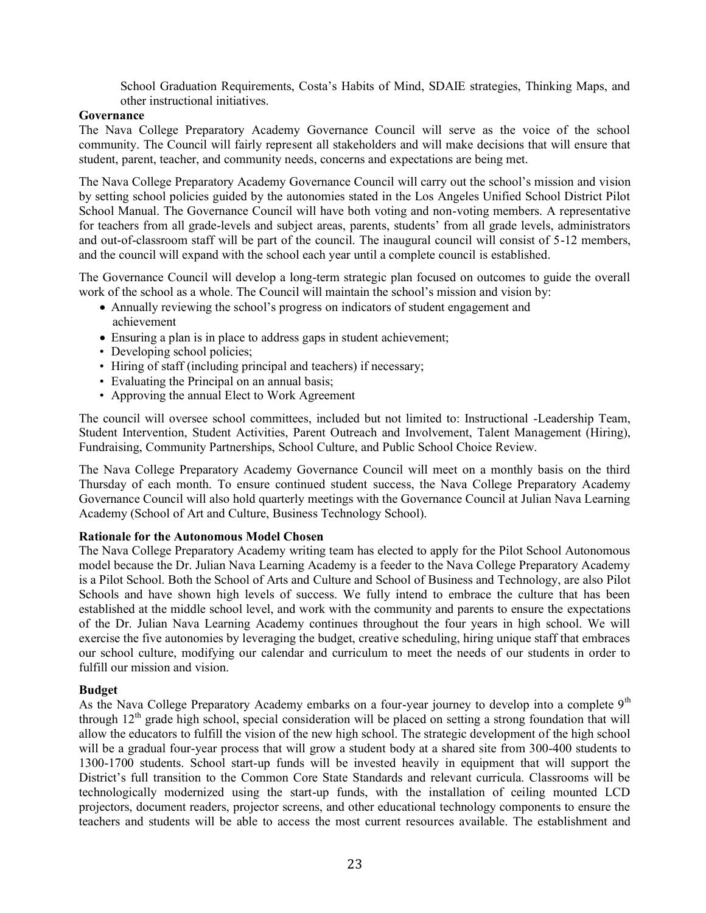School Graduation Requirements, Costa's Habits of Mind, SDAIE strategies, Thinking Maps, and other instructional initiatives.

**Governance**

The Nava College Preparatory Academy Governance Council will serve as the voice of the school community. The Council will fairly represent all stakeholders and will make decisions that will ensure that student, parent, teacher, and community needs, concerns and expectations are being met.

The Nava College Preparatory Academy Governance Council will carry out the school's mission and vision by setting school policies guided by the autonomies stated in the Los Angeles Unified School District Pilot School Manual. The Governance Council will have both voting and non-voting members. A representative for teachers from all grade-levels and subject areas, parents, students' from all grade levels, administrators and out-of-classroom staff will be part of the council. The inaugural council will consist of 5-12 members, and the council will expand with the school each year until a complete council is established.

The Governance Council will develop a long-term strategic plan focused on outcomes to guide the overall work of the school as a whole. The Council will maintain the school's mission and vision by:

- Annually reviewing the school's progress on indicators of student engagement and achievement
- Ensuring a plan is in place to address gaps in student achievement;
- Developing school policies;
- Hiring of staff (including principal and teachers) if necessary;
- Evaluating the Principal on an annual basis;
- Approving the annual Elect to Work Agreement

The council will oversee school committees, included but not limited to: Instructional -Leadership Team, Student Intervention, Student Activities, Parent Outreach and Involvement, Talent Management (Hiring), Fundraising, Community Partnerships, School Culture, and Public School Choice Review.

The Nava College Preparatory Academy Governance Council will meet on a monthly basis on the third Thursday of each month. To ensure continued student success, the Nava College Preparatory Academy Governance Council will also hold quarterly meetings with the Governance Council at Julian Nava Learning Academy (School of Art and Culture, Business Technology School).

**Rationale for the Autonomous Model Chosen**

The Nava College Preparatory Academy writing team has elected to apply for the Pilot School Autonomous model because the Dr. Julian Nava Learning Academy is a feeder to the Nava College Preparatory Academy is a Pilot School. Both the School of Arts and Culture and School of Business and Technology, are also Pilot Schools and have shown high levels of success. We fully intend to embrace the culture that has been established at the middle school level, and work with the community and parents to ensure the expectations of the Dr. Julian Nava Learning Academy continues throughout the four years in high school. We will exercise the five autonomies by leveraging the budget, creative scheduling, hiring unique staff that embraces our school culture, modifying our calendar and curriculum to meet the needs of our students in order to fulfill our mission and vision.

**Budget**

As the Nava College Preparatory Academy embarks on a four-year journey to develop into a complete 9th through 12th grade high school, special consideration will be placed on setting a strong foundation that will allow the educators to fulfill the vision of the new high school. The strategic development of the high school will be a gradual four-year process that will grow a student body at a shared site from 300-400 students to 1300-1700 students. School start-up funds will be invested heavily in equipment that will support the District's full transition to the Common Core State Standards and relevant curricula. Classrooms will be technologically modernized using the start-up funds, with the installation of ceiling mounted LCD projectors, document readers, projector screens, and other educational technology components to ensure the teachers and students will be able to access the most current resources available. The establishment and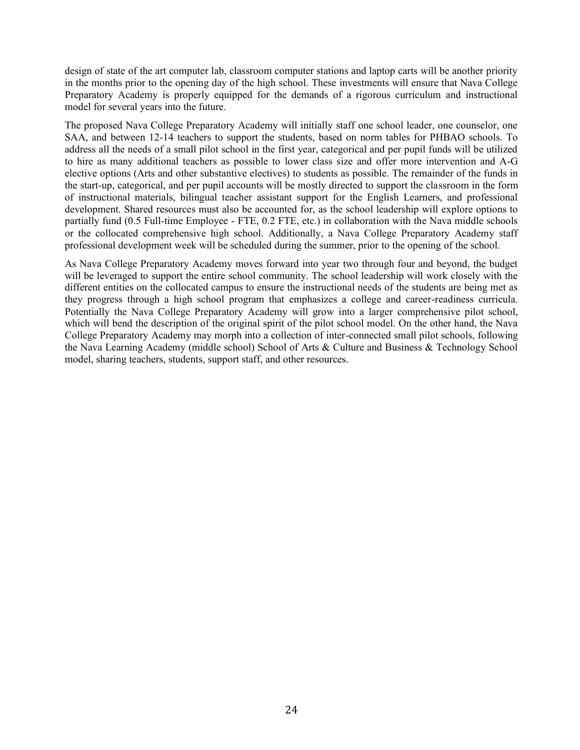design of state of the art computer lab, classroom computer stations and laptop carts will be another priority in the months prior to the opening day of the high school. These investments will ensure that Nava College Preparatory Academy is properly equipped for the demands of a rigorous curriculum and instructional model for several years into the future.

The proposed Nava College Preparatory Academy will initially staff one school leader, one counselor, one SAA, and between 12-14 teachers to support the students, based on norm tables for PHBAO schools. To address all the needs of a small pilot school in the first year, categorical and per pupil funds will be utilized to hire as many additional teachers as possible to lower class size and offer more intervention and A-G elective options (Arts and other substantive electives) to students as possible. The remainder of the funds in the start-up, categorical, and per pupil accounts will be mostly directed to support the classroom in the form of instructional materials, bilingual teacher assistant support for the English Learners, and professional development. Shared resources must also be accounted for, as the school leadership will explore options to partially fund (0.5 Full-time Employee - FTE, 0.2 FTE, etc.) in collaboration with the Nava middle schools or the collocated comprehensive high school. Additionally, a Nava College Preparatory Academy staff professional development week will be scheduled during the summer, prior to the opening of the school.

As Nava College Preparatory Academy moves forward into year two through four and beyond, the budget will be leveraged to support the entire school community. The school leadership will work closely with the different entities on the collocated campus to ensure the instructional needs of the students are being met as they progress through a high school program that emphasizes a college and career-readiness curricula. Potentially the Nava College Preparatory Academy will grow into a larger comprehensive pilot school, which will bend the description of the original spirit of the pilot school model. On the other hand, the Nava College Preparatory Academy may morph into a collection of inter-connected small pilot schools, following the Nava Learning Academy (middle school) School of Arts & Culture and Business & Technology School model, sharing teachers, students, support staff, and other resources.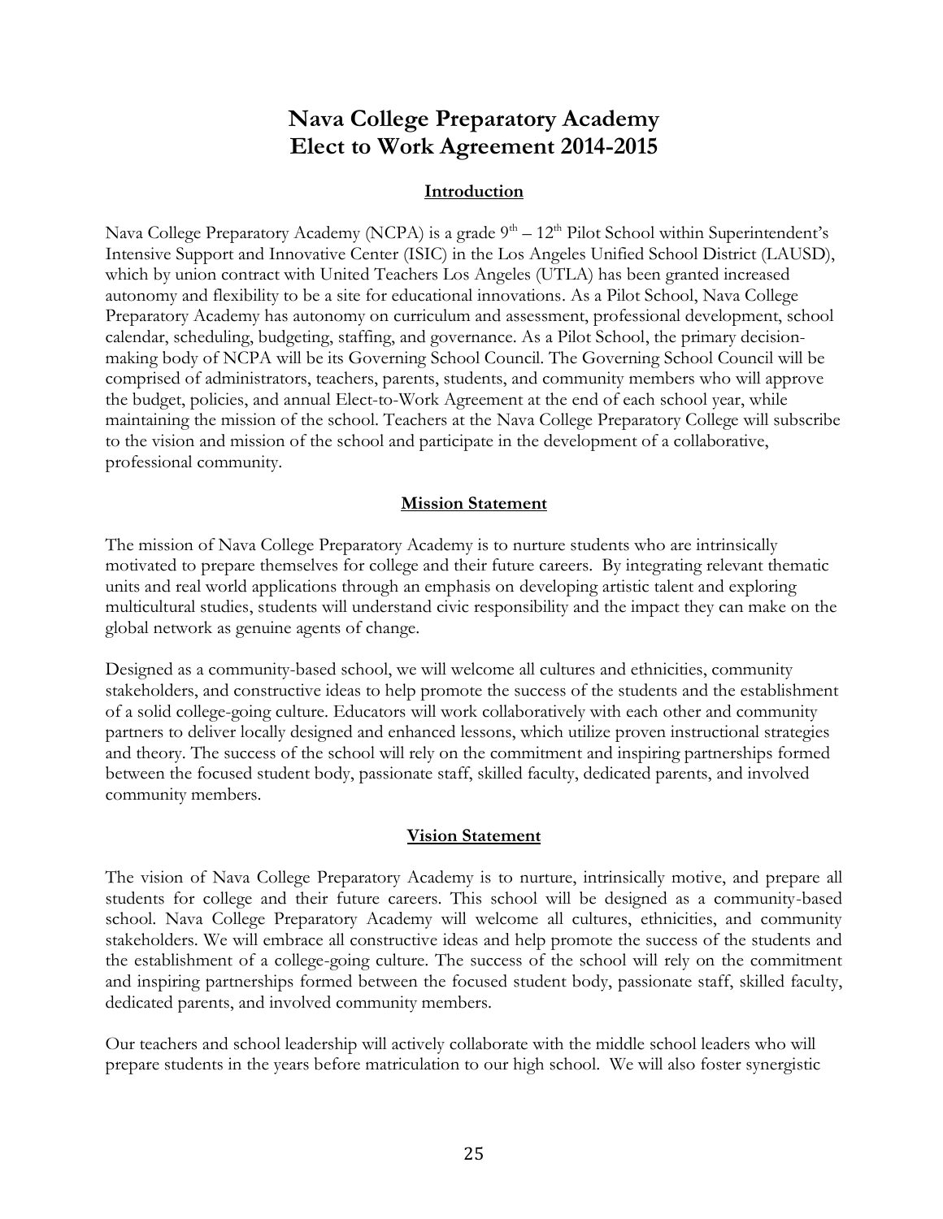# Nava College Preparatory Academy
# Elect to Work Agreement 2014-2015

## Introduction

Nava College Preparatory Academy (NCPA) is a grade 9th – 12th Pilot School within Superintendent's Intensive Support and Innovative Center (ISIC) in the Los Angeles Unified School District (LAUSD), which by union contract with United Teachers Los Angeles (UTLA) has been granted increased autonomy and flexibility to be a site for educational innovations. As a Pilot School, Nava College Preparatory Academy has autonomy on curriculum and assessment, professional development, school calendar, scheduling, budgeting, staffing, and governance. As a Pilot School, the primary decision-making body of NCPA will be its Governing School Council. The Governing School Council will be comprised of administrators, teachers, parents, students, and community members who will approve the budget, policies, and annual Elect-to-Work Agreement at the end of each school year, while maintaining the mission of the school. Teachers at the Nava College Preparatory College will subscribe to the vision and mission of the school and participate in the development of a collaborative, professional community.

## Mission Statement

The mission of Nava College Preparatory Academy is to nurture students who are intrinsically motivated to prepare themselves for college and their future careers. By integrating relevant thematic units and real world applications through an emphasis on developing artistic talent and exploring multicultural studies, students will understand civic responsibility and the impact they can make on the global network as genuine agents of change.

Designed as a community-based school, we will welcome all cultures and ethnicities, community stakeholders, and constructive ideas to help promote the success of the students and the establishment of a solid college-going culture. Educators will work collaboratively with each other and community partners to deliver locally designed and enhanced lessons, which utilize proven instructional strategies and theory. The success of the school will rely on the commitment and inspiring partnerships formed between the focused student body, passionate staff, skilled faculty, dedicated parents, and involved community members.

## Vision Statement

The vision of Nava College Preparatory Academy is to nurture, intrinsically motive, and prepare all students for college and their future careers. This school will be designed as a community-based school. Nava College Preparatory Academy will welcome all cultures, ethnicities, and community stakeholders. We will embrace all constructive ideas and help promote the success of the students and the establishment of a college-going culture. The success of the school will rely on the commitment and inspiring partnerships formed between the focused student body, passionate staff, skilled faculty, dedicated parents, and involved community members.

Our teachers and school leadership will actively collaborate with the middle school leaders who will prepare students in the years before matriculation to our high school. We will also foster synergistic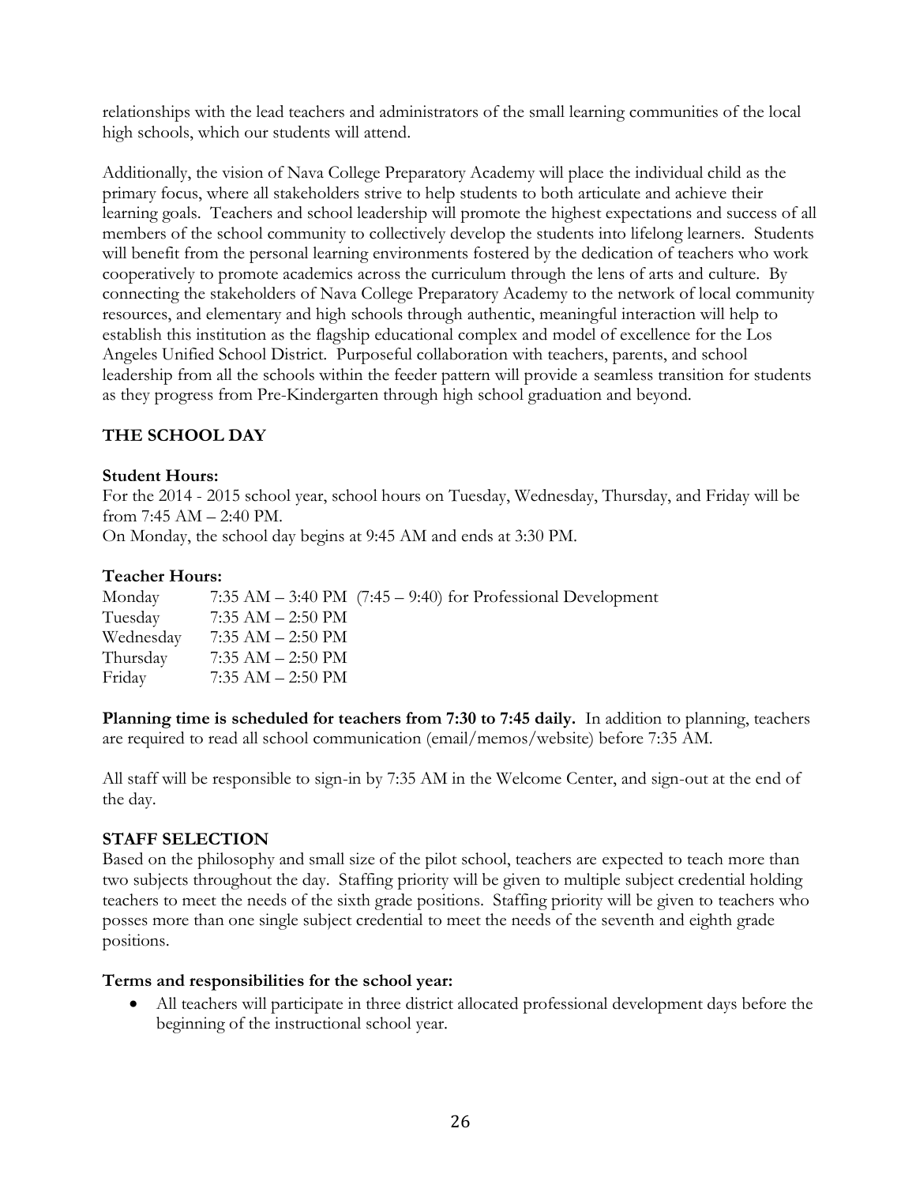relationships with the lead teachers and administrators of the small learning communities of the local high schools, which our students will attend.

Additionally, the vision of Nava College Preparatory Academy will place the individual child as the primary focus, where all stakeholders strive to help students to both articulate and achieve their learning goals. Teachers and school leadership will promote the highest expectations and success of all members of the school community to collectively develop the students into lifelong learners. Students will benefit from the personal learning environments fostered by the dedication of teachers who work cooperatively to promote academics across the curriculum through the lens of arts and culture. By connecting the stakeholders of Nava College Preparatory Academy to the network of local community resources, and elementary and high schools through authentic, meaningful interaction will help to establish this institution as the flagship educational complex and model of excellence for the Los Angeles Unified School District. Purposeful collaboration with teachers, parents, and school leadership from all the schools within the feeder pattern will provide a seamless transition for students as they progress from Pre-Kindergarten through high school graduation and beyond.

## THE SCHOOL DAY

**Student Hours:**
For the 2014 - 2015 school year, school hours on Tuesday, Wednesday, Thursday, and Friday will be from 7:45 AM – 2:40 PM.
On Monday, the school day begins at 9:45 AM and ends at 3:30 PM.

**Teacher Hours:**

| | |
|---|---|
| Monday | 7:35 AM – 3:40 PM (7:45 – 9:40) for Professional Development |
| Tuesday | 7:35 AM – 2:50 PM |
| Wednesday | 7:35 AM – 2:50 PM |
| Thursday | 7:35 AM – 2:50 PM |
| Friday | 7:35 AM – 2:50 PM |

**Planning time is scheduled for teachers from 7:30 to 7:45 daily.** In addition to planning, teachers are required to read all school communication (email/memos/website) before 7:35 AM.

All staff will be responsible to sign-in by 7:35 AM in the Welcome Center, and sign-out at the end of the day.

## STAFF SELECTION

Based on the philosophy and small size of the pilot school, teachers are expected to teach more than two subjects throughout the day. Staffing priority will be given to multiple subject credential holding teachers to meet the needs of the sixth grade positions. Staffing priority will be given to teachers who posses more than one single subject credential to meet the needs of the seventh and eighth grade positions.

**Terms and responsibilities for the school year:**

- All teachers will participate in three district allocated professional development days before the beginning of the instructional school year.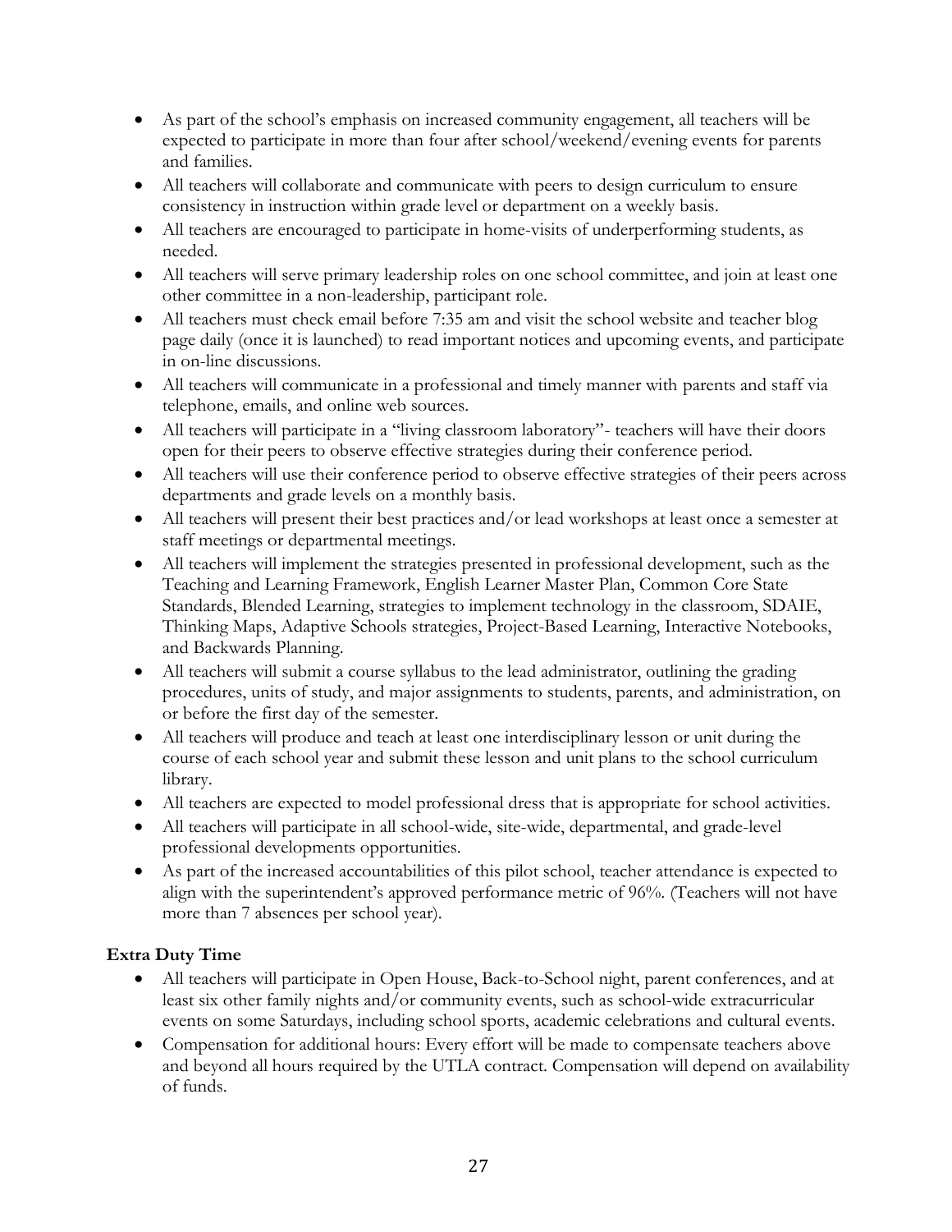- As part of the school's emphasis on increased community engagement, all teachers will be expected to participate in more than four after school/weekend/evening events for parents and families.
- All teachers will collaborate and communicate with peers to design curriculum to ensure consistency in instruction within grade level or department on a weekly basis.
- All teachers are encouraged to participate in home-visits of underperforming students, as needed.
- All teachers will serve primary leadership roles on one school committee, and join at least one other committee in a non-leadership, participant role.
- All teachers must check email before 7:35 am and visit the school website and teacher blog page daily (once it is launched) to read important notices and upcoming events, and participate in on-line discussions.
- All teachers will communicate in a professional and timely manner with parents and staff via telephone, emails, and online web sources.
- All teachers will participate in a "living classroom laboratory"- teachers will have their doors open for their peers to observe effective strategies during their conference period.
- All teachers will use their conference period to observe effective strategies of their peers across departments and grade levels on a monthly basis.
- All teachers will present their best practices and/or lead workshops at least once a semester at staff meetings or departmental meetings.
- All teachers will implement the strategies presented in professional development, such as the Teaching and Learning Framework, English Learner Master Plan, Common Core State Standards, Blended Learning, strategies to implement technology in the classroom, SDAIE, Thinking Maps, Adaptive Schools strategies, Project-Based Learning, Interactive Notebooks, and Backwards Planning.
- All teachers will submit a course syllabus to the lead administrator, outlining the grading procedures, units of study, and major assignments to students, parents, and administration, on or before the first day of the semester.
- All teachers will produce and teach at least one interdisciplinary lesson or unit during the course of each school year and submit these lesson and unit plans to the school curriculum library.
- All teachers are expected to model professional dress that is appropriate for school activities.
- All teachers will participate in all school-wide, site-wide, departmental, and grade-level professional developments opportunities.
- As part of the increased accountabilities of this pilot school, teacher attendance is expected to align with the superintendent's approved performance metric of 96%. (Teachers will not have more than 7 absences per school year).

**Extra Duty Time**

- All teachers will participate in Open House, Back-to-School night, parent conferences, and at least six other family nights and/or community events, such as school-wide extracurricular events on some Saturdays, including school sports, academic celebrations and cultural events.
- Compensation for additional hours: Every effort will be made to compensate teachers above and beyond all hours required by the UTLA contract. Compensation will depend on availability of funds.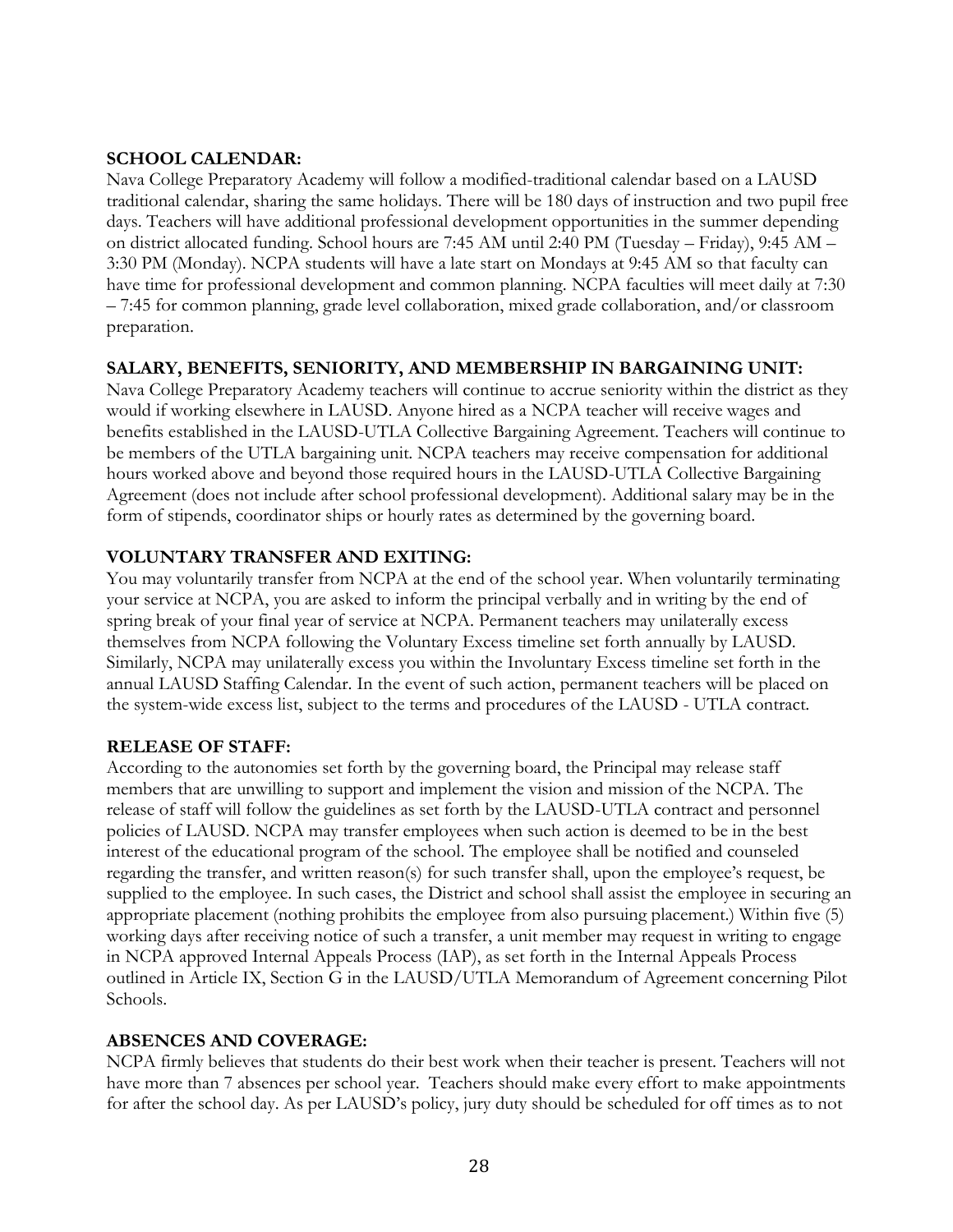**SCHOOL CALENDAR:**

Nava College Preparatory Academy will follow a modified-traditional calendar based on a LAUSD traditional calendar, sharing the same holidays. There will be 180 days of instruction and two pupil free days. Teachers will have additional professional development opportunities in the summer depending on district allocated funding. School hours are 7:45 AM until 2:40 PM (Tuesday – Friday), 9:45 AM – 3:30 PM (Monday). NCPA students will have a late start on Mondays at 9:45 AM so that faculty can have time for professional development and common planning. NCPA faculties will meet daily at 7:30 – 7:45 for common planning, grade level collaboration, mixed grade collaboration, and/or classroom preparation.

**SALARY, BENEFITS, SENIORITY, AND MEMBERSHIP IN BARGAINING UNIT:**

Nava College Preparatory Academy teachers will continue to accrue seniority within the district as they would if working elsewhere in LAUSD. Anyone hired as a NCPA teacher will receive wages and benefits established in the LAUSD-UTLA Collective Bargaining Agreement. Teachers will continue to be members of the UTLA bargaining unit. NCPA teachers may receive compensation for additional hours worked above and beyond those required hours in the LAUSD-UTLA Collective Bargaining Agreement (does not include after school professional development). Additional salary may be in the form of stipends, coordinator ships or hourly rates as determined by the governing board.

**VOLUNTARY TRANSFER AND EXITING:**

You may voluntarily transfer from NCPA at the end of the school year. When voluntarily terminating your service at NCPA, you are asked to inform the principal verbally and in writing by the end of spring break of your final year of service at NCPA. Permanent teachers may unilaterally excess themselves from NCPA following the Voluntary Excess timeline set forth annually by LAUSD. Similarly, NCPA may unilaterally excess you within the Involuntary Excess timeline set forth in the annual LAUSD Staffing Calendar. In the event of such action, permanent teachers will be placed on the system-wide excess list, subject to the terms and procedures of the LAUSD - UTLA contract.

**RELEASE OF STAFF:**

According to the autonomies set forth by the governing board, the Principal may release staff members that are unwilling to support and implement the vision and mission of the NCPA. The release of staff will follow the guidelines as set forth by the LAUSD-UTLA contract and personnel policies of LAUSD. NCPA may transfer employees when such action is deemed to be in the best interest of the educational program of the school. The employee shall be notified and counseled regarding the transfer, and written reason(s) for such transfer shall, upon the employee's request, be supplied to the employee. In such cases, the District and school shall assist the employee in securing an appropriate placement (nothing prohibits the employee from also pursuing placement.) Within five (5) working days after receiving notice of such a transfer, a unit member may request in writing to engage in NCPA approved Internal Appeals Process (IAP), as set forth in the Internal Appeals Process outlined in Article IX, Section G in the LAUSD/UTLA Memorandum of Agreement concerning Pilot Schools.

**ABSENCES AND COVERAGE:**

NCPA firmly believes that students do their best work when their teacher is present. Teachers will not have more than 7 absences per school year. Teachers should make every effort to make appointments for after the school day. As per LAUSD's policy, jury duty should be scheduled for off times as to not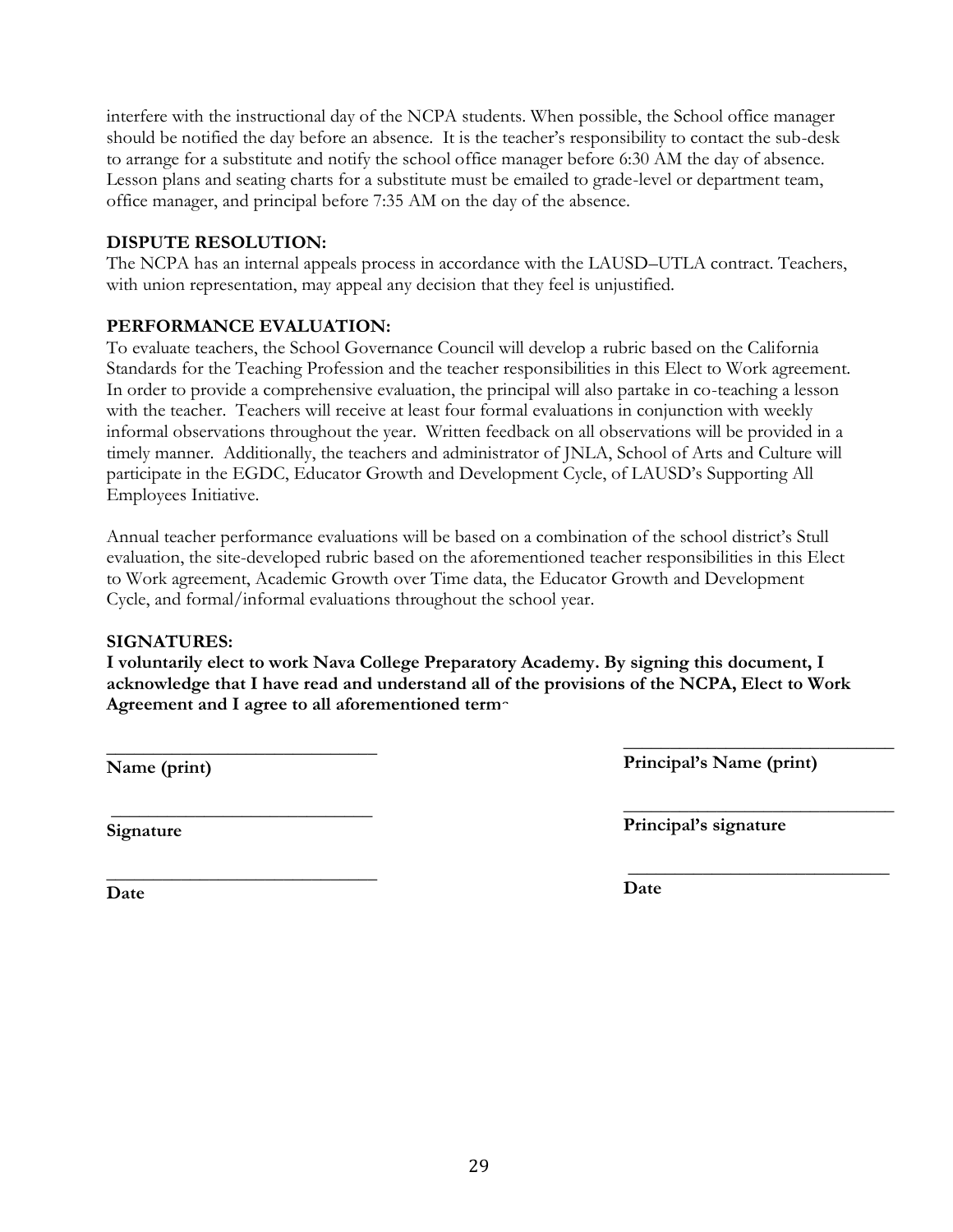interfere with the instructional day of the NCPA students. When possible, the School office manager should be notified the day before an absence. It is the teacher's responsibility to contact the sub-desk to arrange for a substitute and notify the school office manager before 6:30 AM the day of absence. Lesson plans and seating charts for a substitute must be emailed to grade-level or department team, office manager, and principal before 7:35 AM on the day of the absence.

**DISPUTE RESOLUTION:**

The NCPA has an internal appeals process in accordance with the LAUSD–UTLA contract. Teachers, with union representation, may appeal any decision that they feel is unjustified.

**PERFORMANCE EVALUATION:**

To evaluate teachers, the School Governance Council will develop a rubric based on the California Standards for the Teaching Profession and the teacher responsibilities in this Elect to Work agreement. In order to provide a comprehensive evaluation, the principal will also partake in co-teaching a lesson with the teacher. Teachers will receive at least four formal evaluations in conjunction with weekly informal observations throughout the year. Written feedback on all observations will be provided in a timely manner. Additionally, the teachers and administrator of JNLA, School of Arts and Culture will participate in the EGDC, Educator Growth and Development Cycle, of LAUSD's Supporting All Employees Initiative.

Annual teacher performance evaluations will be based on a combination of the school district's Stull evaluation, the site-developed rubric based on the aforementioned teacher responsibilities in this Elect to Work agreement, Academic Growth over Time data, the Educator Growth and Development Cycle, and formal/informal evaluations throughout the school year.

**SIGNATURES:**

**I voluntarily elect to work Nava College Preparatory Academy. By signing this document, I acknowledge that I have read and understand all of the provisions of the NCPA, Elect to Work Agreement and I agree to all aforementioned term**

_____________________________
**Name (print)**

_____________________________
**Signature**

_____________________________
**Date**

_____________________________
**Principal's Name (print)**

_____________________________
**Principal's signature**

_____________________________
**Date**